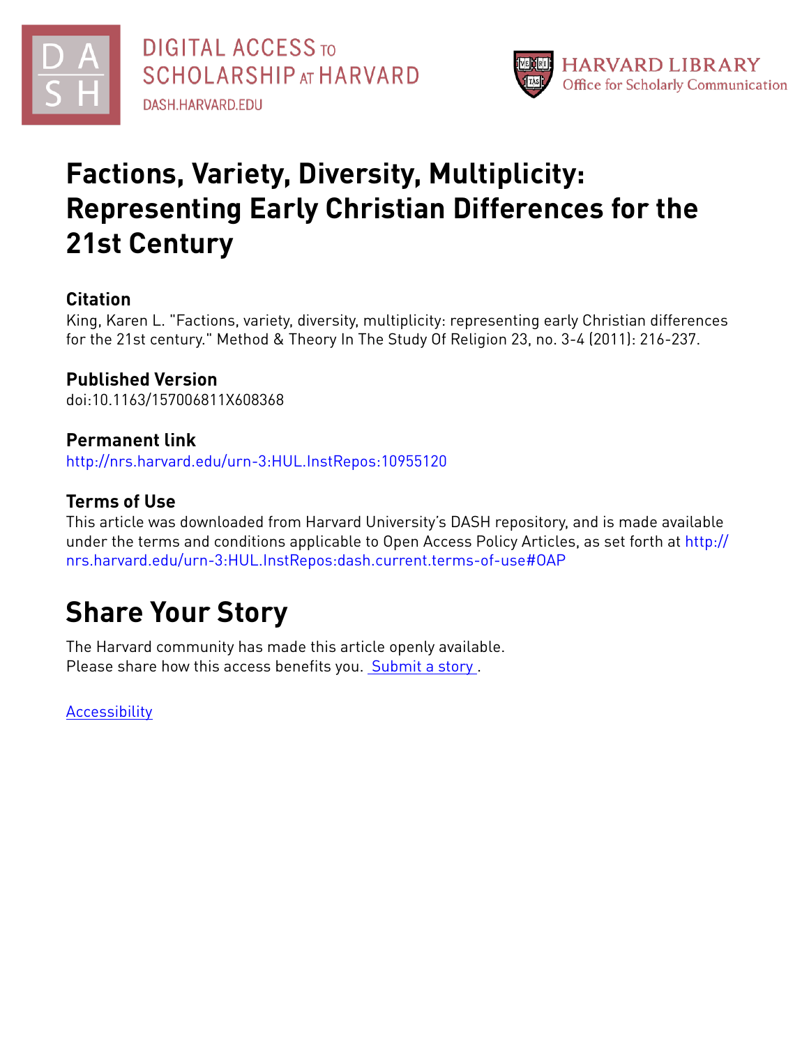DIGITAL ACCESS TO SCHOLARSHIP AT HARVARD
DASH.HARVARD.EDU

HARVARD LIBRARY
Office for Scholarly Communication

# Factions, Variety, Diversity, Multiplicity: Representing Early Christian Differences for the 21st Century

## Citation

King, Karen L. "Factions, variety, diversity, multiplicity: representing early Christian differences for the 21st century." Method & Theory In The Study Of Religion 23, no. 3-4 (2011): 216-237.

## Published Version

doi:10.1163/157006811X608368

## Permanent link

http://nrs.harvard.edu/urn-3:HUL.InstRepos:10955120

## Terms of Use

This article was downloaded from Harvard University's DASH repository, and is made available under the terms and conditions applicable to Open Access Policy Articles, as set forth at http://nrs.harvard.edu/urn-3:HUL.InstRepos:dash.current.terms-of-use#OAP

# Share Your Story

The Harvard community has made this article openly available.
Please share how this access benefits you. Submit a story .

Accessibility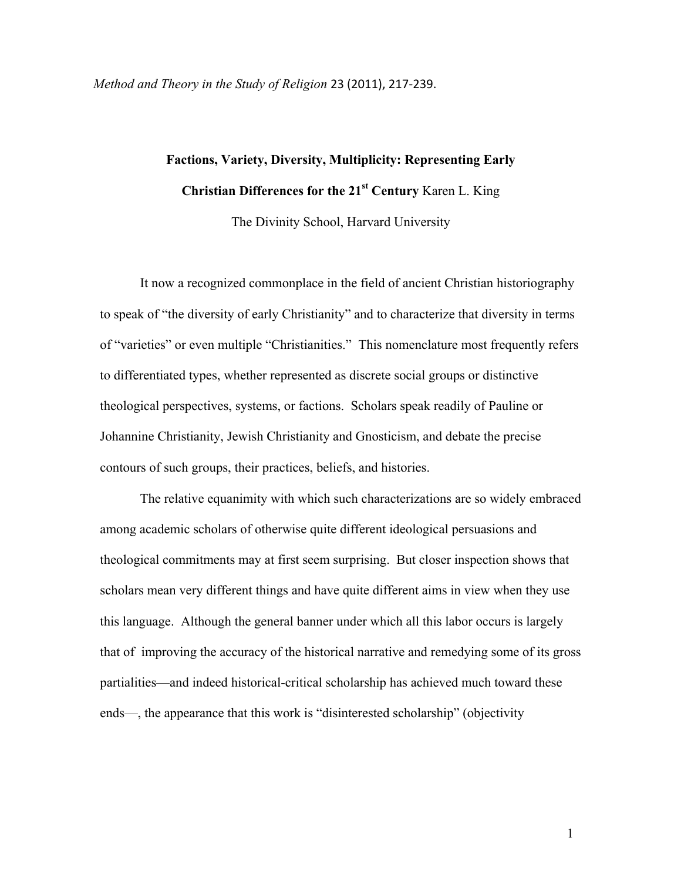*Method and Theory in the Study of Religion* 23 (2011), 217-239.

**Factions, Variety, Diversity, Multiplicity: Representing Early Christian Differences for the 21st Century** Karen L. King

The Divinity School, Harvard University

It now a recognized commonplace in the field of ancient Christian historiography to speak of "the diversity of early Christianity" and to characterize that diversity in terms of "varieties" or even multiple "Christianities." This nomenclature most frequently refers to differentiated types, whether represented as discrete social groups or distinctive theological perspectives, systems, or factions. Scholars speak readily of Pauline or Johannine Christianity, Jewish Christianity and Gnosticism, and debate the precise contours of such groups, their practices, beliefs, and histories.

The relative equanimity with which such characterizations are so widely embraced among academic scholars of otherwise quite different ideological persuasions and theological commitments may at first seem surprising. But closer inspection shows that scholars mean very different things and have quite different aims in view when they use this language. Although the general banner under which all this labor occurs is largely that of improving the accuracy of the historical narrative and remedying some of its gross partialities—and indeed historical-critical scholarship has achieved much toward these ends—, the appearance that this work is "disinterested scholarship" (objectivity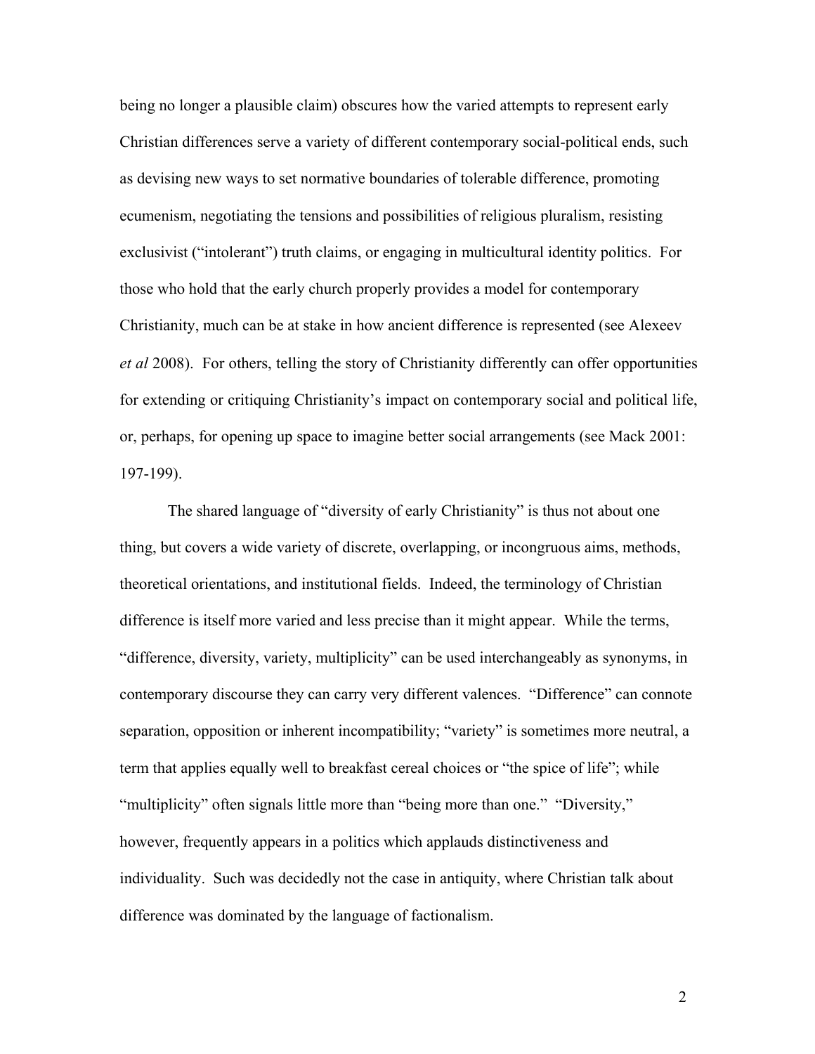being no longer a plausible claim) obscures how the varied attempts to represent early Christian differences serve a variety of different contemporary social-political ends, such as devising new ways to set normative boundaries of tolerable difference, promoting ecumenism, negotiating the tensions and possibilities of religious pluralism, resisting exclusivist ("intolerant") truth claims, or engaging in multicultural identity politics. For those who hold that the early church properly provides a model for contemporary Christianity, much can be at stake in how ancient difference is represented (see Alexeev *et al* 2008). For others, telling the story of Christianity differently can offer opportunities for extending or critiquing Christianity's impact on contemporary social and political life, or, perhaps, for opening up space to imagine better social arrangements (see Mack 2001: 197-199).

The shared language of "diversity of early Christianity" is thus not about one thing, but covers a wide variety of discrete, overlapping, or incongruous aims, methods, theoretical orientations, and institutional fields. Indeed, the terminology of Christian difference is itself more varied and less precise than it might appear. While the terms, "difference, diversity, variety, multiplicity" can be used interchangeably as synonyms, in contemporary discourse they can carry very different valences. "Difference" can connote separation, opposition or inherent incompatibility; "variety" is sometimes more neutral, a term that applies equally well to breakfast cereal choices or "the spice of life"; while "multiplicity" often signals little more than "being more than one." "Diversity," however, frequently appears in a politics which applauds distinctiveness and individuality. Such was decidedly not the case in antiquity, where Christian talk about difference was dominated by the language of factionalism.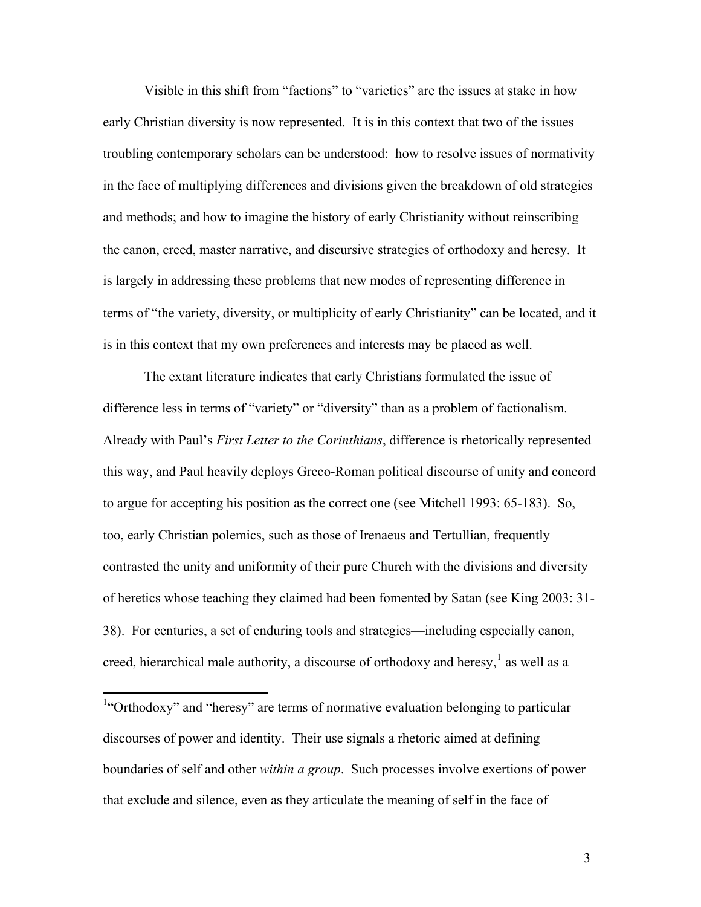Visible in this shift from "factions" to "varieties" are the issues at stake in how early Christian diversity is now represented. It is in this context that two of the issues troubling contemporary scholars can be understood: how to resolve issues of normativity in the face of multiplying differences and divisions given the breakdown of old strategies and methods; and how to imagine the history of early Christianity without reinscribing the canon, creed, master narrative, and discursive strategies of orthodoxy and heresy. It is largely in addressing these problems that new modes of representing difference in terms of "the variety, diversity, or multiplicity of early Christianity" can be located, and it is in this context that my own preferences and interests may be placed as well.

The extant literature indicates that early Christians formulated the issue of difference less in terms of "variety" or "diversity" than as a problem of factionalism. Already with Paul's *First Letter to the Corinthians*, difference is rhetorically represented this way, and Paul heavily deploys Greco-Roman political discourse of unity and concord to argue for accepting his position as the correct one (see Mitchell 1993: 65-183). So, too, early Christian polemics, such as those of Irenaeus and Tertullian, frequently contrasted the unity and uniformity of their pure Church with the divisions and diversity of heretics whose teaching they claimed had been fomented by Satan (see King 2003: 31-38). For centuries, a set of enduring tools and strategies—including especially canon, creed, hierarchical male authority, a discourse of orthodoxy and heresy,[1] as well as a

---

[1] "Orthodoxy" and "heresy" are terms of normative evaluation belonging to particular discourses of power and identity. Their use signals a rhetoric aimed at defining boundaries of self and other *within a group*. Such processes involve exertions of power that exclude and silence, even as they articulate the meaning of self in the face of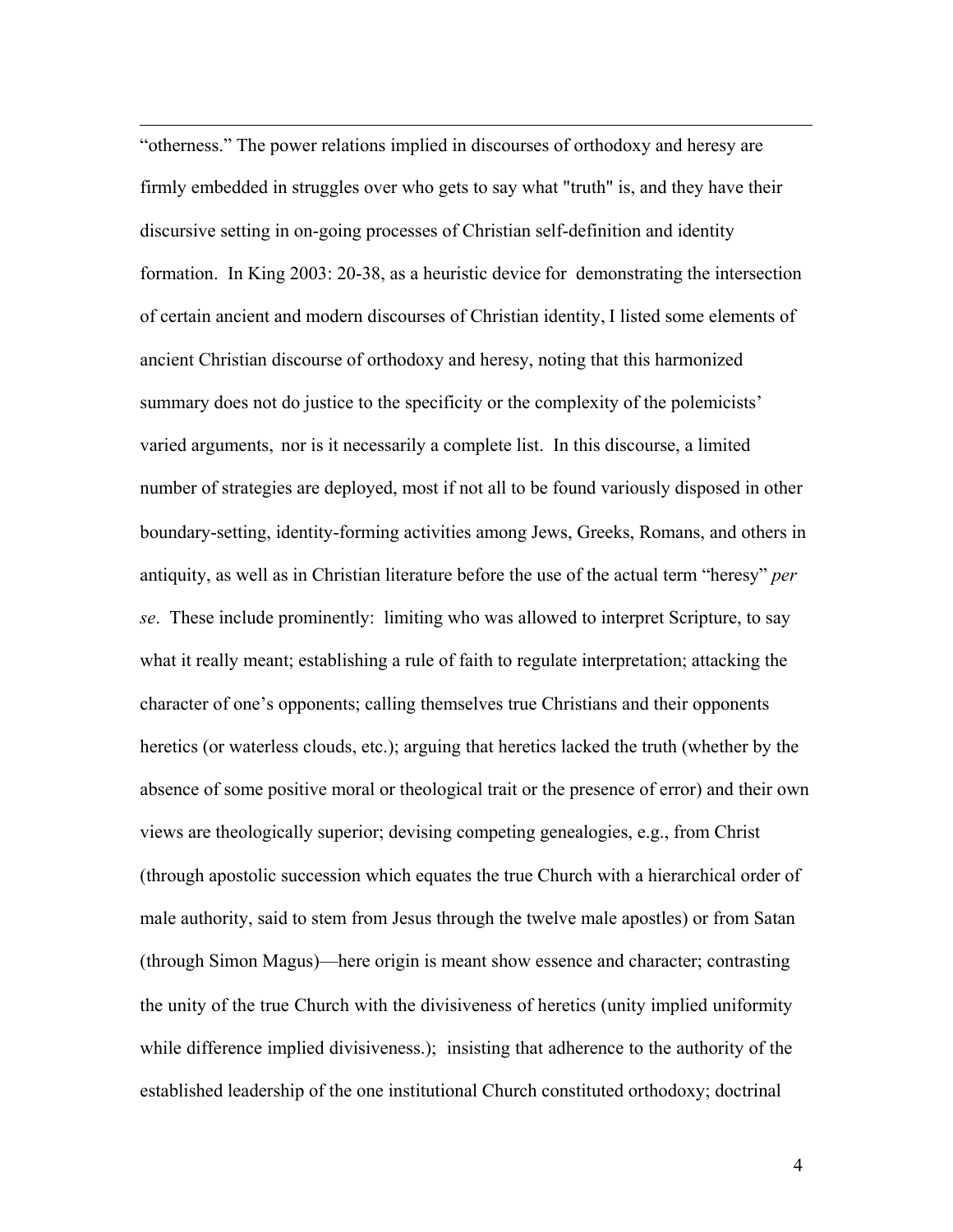"otherness." The power relations implied in discourses of orthodoxy and heresy are firmly embedded in struggles over who gets to say what "truth" is, and they have their discursive setting in on-going processes of Christian self-definition and identity formation. In King 2003: 20-38, as a heuristic device for demonstrating the intersection of certain ancient and modern discourses of Christian identity, I listed some elements of ancient Christian discourse of orthodoxy and heresy, noting that this harmonized summary does not do justice to the specificity or the complexity of the polemicists' varied arguments, nor is it necessarily a complete list. In this discourse, a limited number of strategies are deployed, most if not all to be found variously disposed in other boundary-setting, identity-forming activities among Jews, Greeks, Romans, and others in antiquity, as well as in Christian literature before the use of the actual term "heresy" *per se*. These include prominently: limiting who was allowed to interpret Scripture, to say what it really meant; establishing a rule of faith to regulate interpretation; attacking the character of one's opponents; calling themselves true Christians and their opponents heretics (or waterless clouds, etc.); arguing that heretics lacked the truth (whether by the absence of some positive moral or theological trait or the presence of error) and their own views are theologically superior; devising competing genealogies, e.g., from Christ (through apostolic succession which equates the true Church with a hierarchical order of male authority, said to stem from Jesus through the twelve male apostles) or from Satan (through Simon Magus)—here origin is meant show essence and character; contrasting the unity of the true Church with the divisiveness of heretics (unity implied uniformity while difference implied divisiveness.); insisting that adherence to the authority of the established leadership of the one institutional Church constituted orthodoxy; doctrinal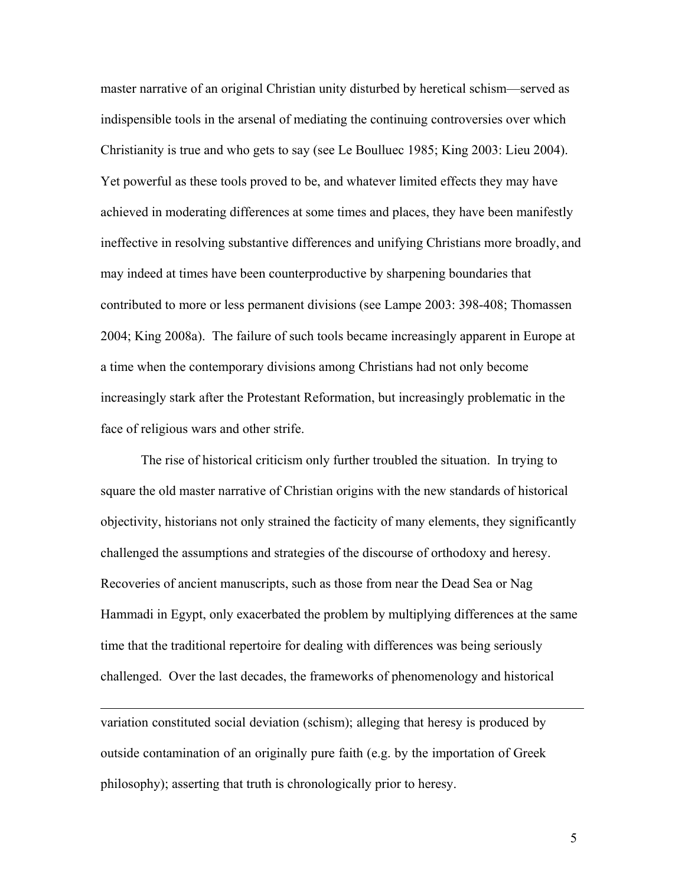master narrative of an original Christian unity disturbed by heretical schism—served as indispensible tools in the arsenal of mediating the continuing controversies over which Christianity is true and who gets to say (see Le Boulluec 1985; King 2003: Lieu 2004). Yet powerful as these tools proved to be, and whatever limited effects they may have achieved in moderating differences at some times and places, they have been manifestly ineffective in resolving substantive differences and unifying Christians more broadly, and may indeed at times have been counterproductive by sharpening boundaries that contributed to more or less permanent divisions (see Lampe 2003: 398-408; Thomassen 2004; King 2008a). The failure of such tools became increasingly apparent in Europe at a time when the contemporary divisions among Christians had not only become increasingly stark after the Protestant Reformation, but increasingly problematic in the face of religious wars and other strife.

The rise of historical criticism only further troubled the situation. In trying to square the old master narrative of Christian origins with the new standards of historical objectivity, historians not only strained the facticity of many elements, they significantly challenged the assumptions and strategies of the discourse of orthodoxy and heresy. Recoveries of ancient manuscripts, such as those from near the Dead Sea or Nag Hammadi in Egypt, only exacerbated the problem by multiplying differences at the same time that the traditional repertoire for dealing with differences was being seriously challenged. Over the last decades, the frameworks of phenomenology and historical

---

variation constituted social deviation (schism); alleging that heresy is produced by outside contamination of an originally pure faith (e.g. by the importation of Greek philosophy); asserting that truth is chronologically prior to heresy.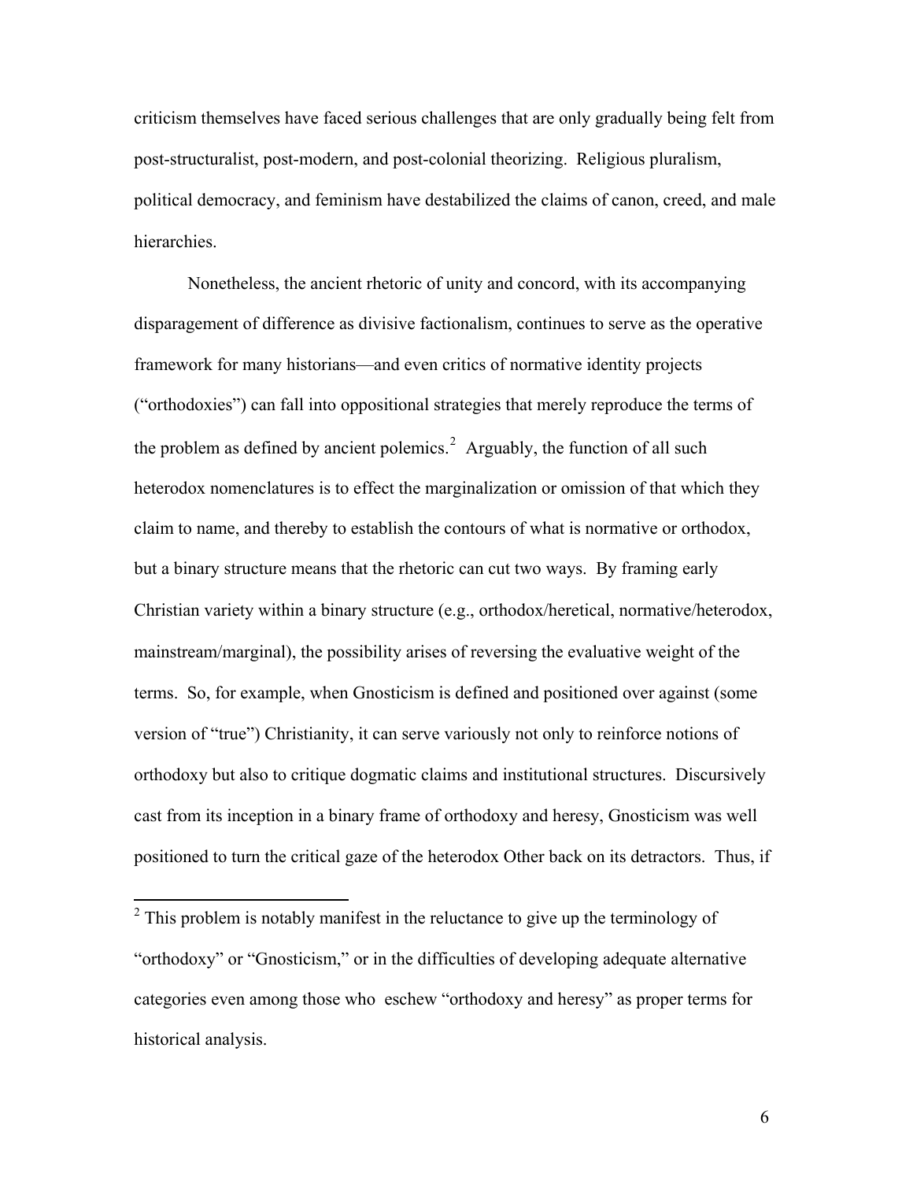criticism themselves have faced serious challenges that are only gradually being felt from post-structuralist, post-modern, and post-colonial theorizing. Religious pluralism, political democracy, and feminism have destabilized the claims of canon, creed, and male hierarchies.

Nonetheless, the ancient rhetoric of unity and concord, with its accompanying disparagement of difference as divisive factionalism, continues to serve as the operative framework for many historians—and even critics of normative identity projects ("orthodoxies") can fall into oppositional strategies that merely reproduce the terms of the problem as defined by ancient polemics.[2] Arguably, the function of all such heterodox nomenclatures is to effect the marginalization or omission of that which they claim to name, and thereby to establish the contours of what is normative or orthodox, but a binary structure means that the rhetoric can cut two ways. By framing early Christian variety within a binary structure (e.g., orthodox/heretical, normative/heterodox, mainstream/marginal), the possibility arises of reversing the evaluative weight of the terms. So, for example, when Gnosticism is defined and positioned over against (some version of "true") Christianity, it can serve variously not only to reinforce notions of orthodoxy but also to critique dogmatic claims and institutional structures. Discursively cast from its inception in a binary frame of orthodoxy and heresy, Gnosticism was well positioned to turn the critical gaze of the heterodox Other back on its detractors. Thus, if

[2] This problem is notably manifest in the reluctance to give up the terminology of "orthodoxy" or "Gnosticism," or in the difficulties of developing adequate alternative categories even among those who eschew "orthodoxy and heresy" as proper terms for historical analysis.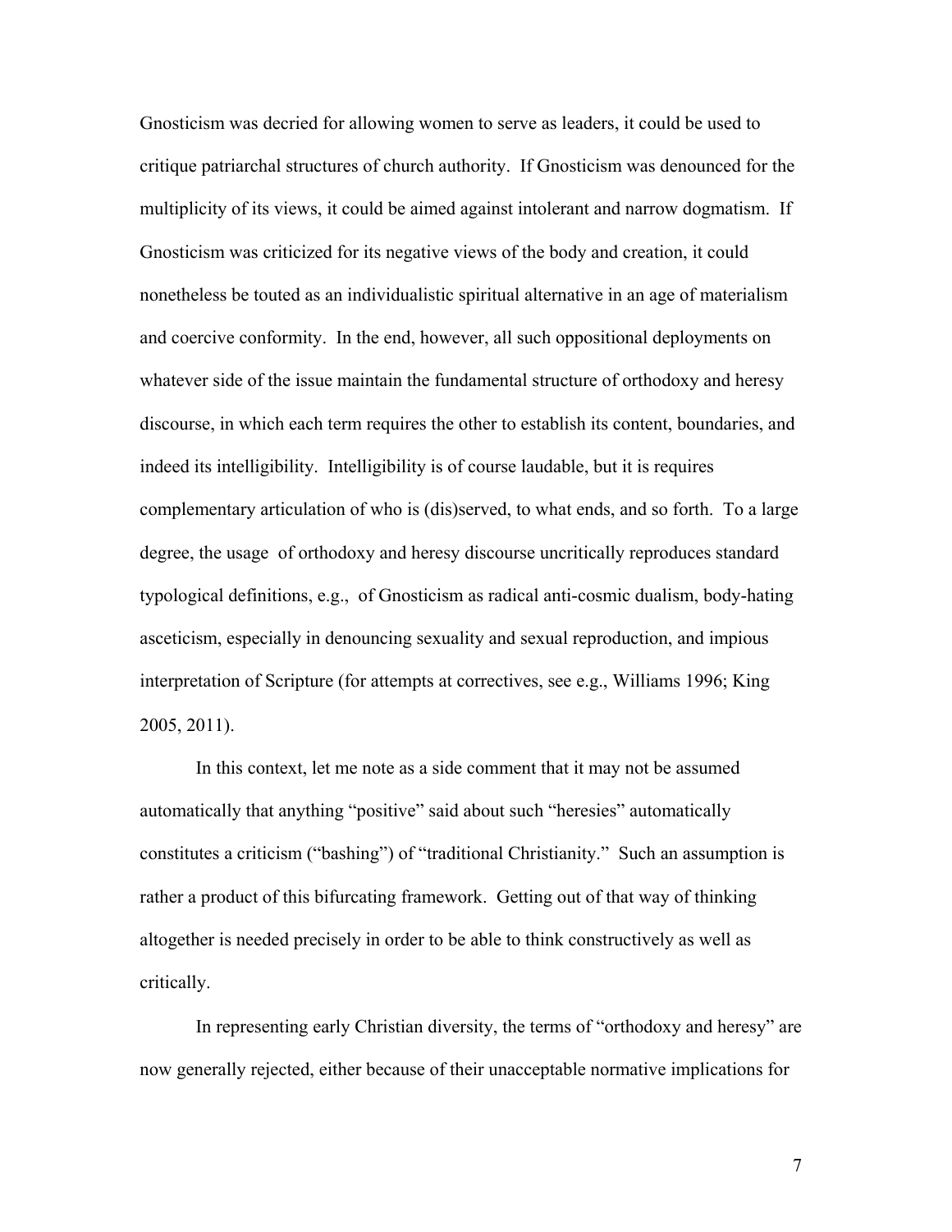Gnosticism was decried for allowing women to serve as leaders, it could be used to critique patriarchal structures of church authority. If Gnosticism was denounced for the multiplicity of its views, it could be aimed against intolerant and narrow dogmatism. If Gnosticism was criticized for its negative views of the body and creation, it could nonetheless be touted as an individualistic spiritual alternative in an age of materialism and coercive conformity. In the end, however, all such oppositional deployments on whatever side of the issue maintain the fundamental structure of orthodoxy and heresy discourse, in which each term requires the other to establish its content, boundaries, and indeed its intelligibility. Intelligibility is of course laudable, but it is requires complementary articulation of who is (dis)served, to what ends, and so forth. To a large degree, the usage of orthodoxy and heresy discourse uncritically reproduces standard typological definitions, e.g., of Gnosticism as radical anti-cosmic dualism, body-hating asceticism, especially in denouncing sexuality and sexual reproduction, and impious interpretation of Scripture (for attempts at correctives, see e.g., Williams 1996; King 2005, 2011).

In this context, let me note as a side comment that it may not be assumed automatically that anything "positive" said about such "heresies" automatically constitutes a criticism ("bashing") of "traditional Christianity." Such an assumption is rather a product of this bifurcating framework. Getting out of that way of thinking altogether is needed precisely in order to be able to think constructively as well as critically.

In representing early Christian diversity, the terms of "orthodoxy and heresy" are now generally rejected, either because of their unacceptable normative implications for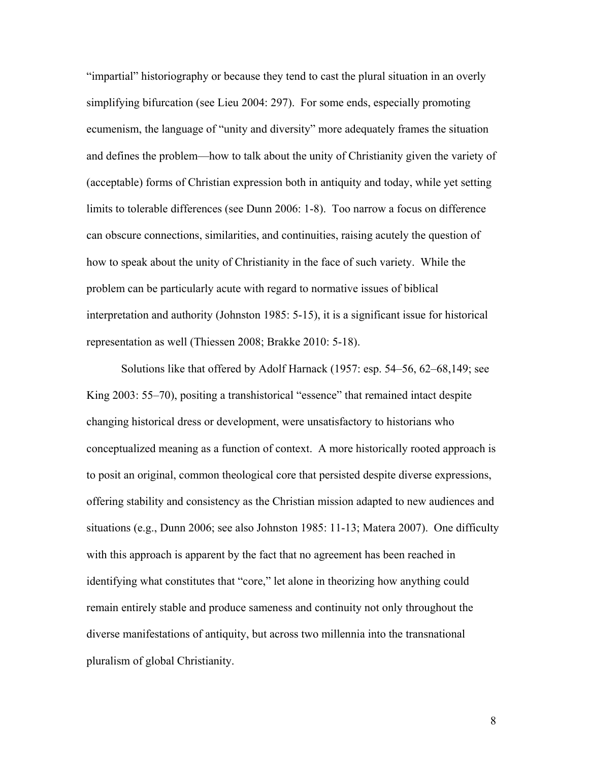"impartial" historiography or because they tend to cast the plural situation in an overly simplifying bifurcation (see Lieu 2004: 297). For some ends, especially promoting ecumenism, the language of "unity and diversity" more adequately frames the situation and defines the problem—how to talk about the unity of Christianity given the variety of (acceptable) forms of Christian expression both in antiquity and today, while yet setting limits to tolerable differences (see Dunn 2006: 1-8). Too narrow a focus on difference can obscure connections, similarities, and continuities, raising acutely the question of how to speak about the unity of Christianity in the face of such variety. While the problem can be particularly acute with regard to normative issues of biblical interpretation and authority (Johnston 1985: 5-15), it is a significant issue for historical representation as well (Thiessen 2008; Brakke 2010: 5-18).

Solutions like that offered by Adolf Harnack (1957: esp. 54–56, 62–68,149; see King 2003: 55–70), positing a transhistorical "essence" that remained intact despite changing historical dress or development, were unsatisfactory to historians who conceptualized meaning as a function of context. A more historically rooted approach is to posit an original, common theological core that persisted despite diverse expressions, offering stability and consistency as the Christian mission adapted to new audiences and situations (e.g., Dunn 2006; see also Johnston 1985: 11-13; Matera 2007). One difficulty with this approach is apparent by the fact that no agreement has been reached in identifying what constitutes that "core," let alone in theorizing how anything could remain entirely stable and produce sameness and continuity not only throughout the diverse manifestations of antiquity, but across two millennia into the transnational pluralism of global Christianity.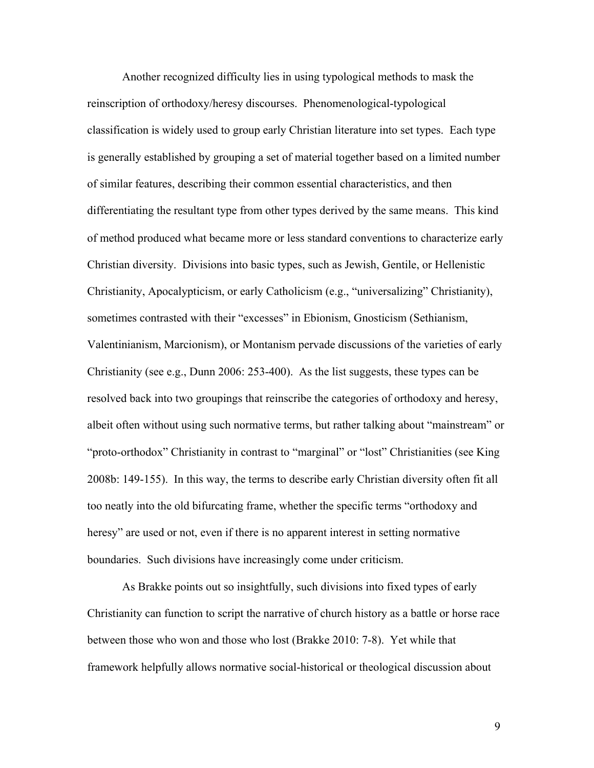Another recognized difficulty lies in using typological methods to mask the reinscription of orthodoxy/heresy discourses. Phenomenological-typological classification is widely used to group early Christian literature into set types. Each type is generally established by grouping a set of material together based on a limited number of similar features, describing their common essential characteristics, and then differentiating the resultant type from other types derived by the same means. This kind of method produced what became more or less standard conventions to characterize early Christian diversity. Divisions into basic types, such as Jewish, Gentile, or Hellenistic Christianity, Apocalypticism, or early Catholicism (e.g., "universalizing" Christianity), sometimes contrasted with their "excesses" in Ebionism, Gnosticism (Sethianism, Valentinianism, Marcionism), or Montanism pervade discussions of the varieties of early Christianity (see e.g., Dunn 2006: 253-400). As the list suggests, these types can be resolved back into two groupings that reinscribe the categories of orthodoxy and heresy, albeit often without using such normative terms, but rather talking about "mainstream" or "proto-orthodox" Christianity in contrast to "marginal" or "lost" Christianities (see King 2008b: 149-155). In this way, the terms to describe early Christian diversity often fit all too neatly into the old bifurcating frame, whether the specific terms "orthodoxy and heresy" are used or not, even if there is no apparent interest in setting normative boundaries. Such divisions have increasingly come under criticism.

As Brakke points out so insightfully, such divisions into fixed types of early Christianity can function to script the narrative of church history as a battle or horse race between those who won and those who lost (Brakke 2010: 7-8). Yet while that framework helpfully allows normative social-historical or theological discussion about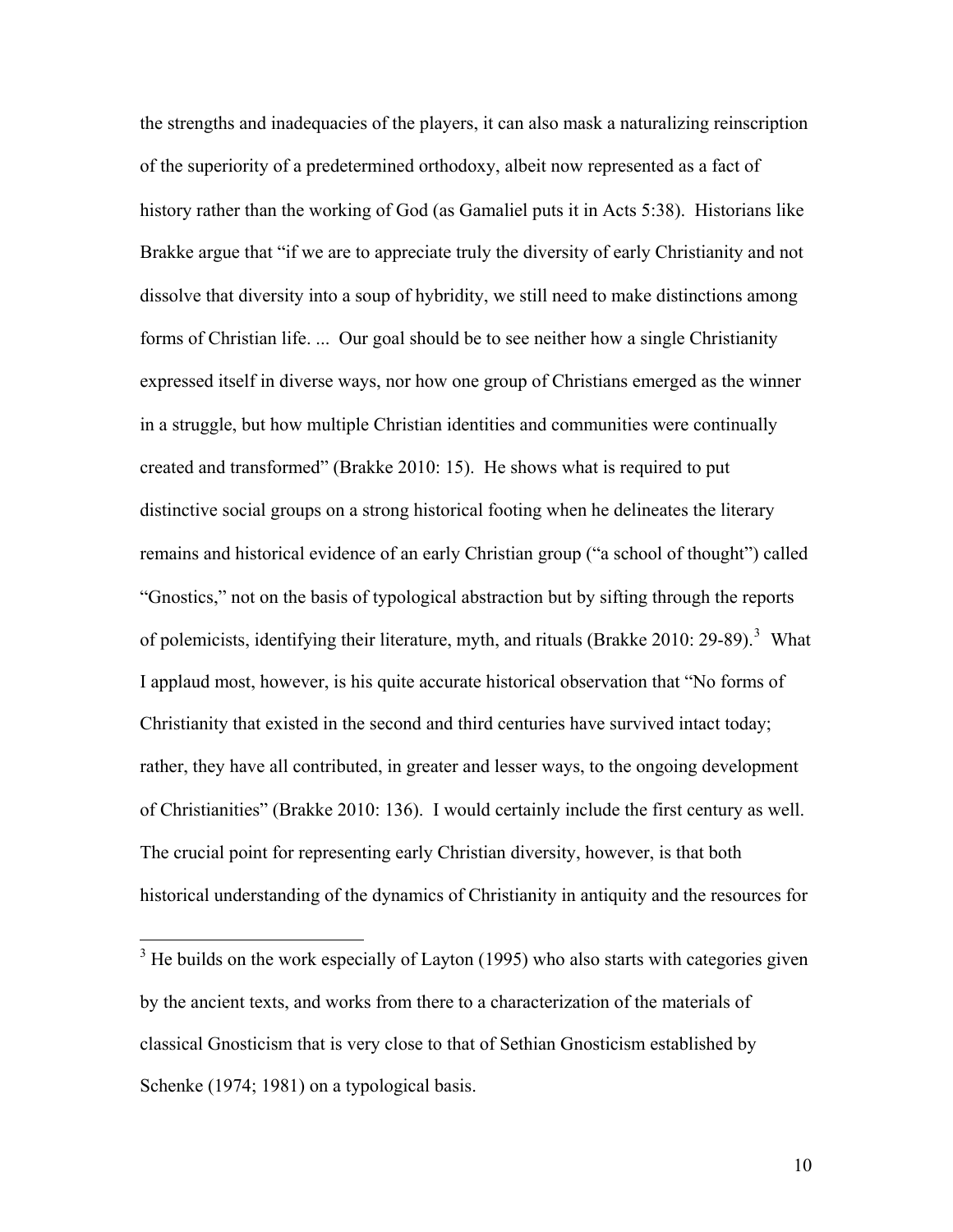the strengths and inadequacies of the players, it can also mask a naturalizing reinscription of the superiority of a predetermined orthodoxy, albeit now represented as a fact of history rather than the working of God (as Gamaliel puts it in Acts 5:38). Historians like Brakke argue that "if we are to appreciate truly the diversity of early Christianity and not dissolve that diversity into a soup of hybridity, we still need to make distinctions among forms of Christian life. ... Our goal should be to see neither how a single Christianity expressed itself in diverse ways, nor how one group of Christians emerged as the winner in a struggle, but how multiple Christian identities and communities were continually created and transformed" (Brakke 2010: 15). He shows what is required to put distinctive social groups on a strong historical footing when he delineates the literary remains and historical evidence of an early Christian group ("a school of thought") called "Gnostics," not on the basis of typological abstraction but by sifting through the reports of polemicists, identifying their literature, myth, and rituals (Brakke 2010: 29-89).[3] What I applaud most, however, is his quite accurate historical observation that "No forms of Christianity that existed in the second and third centuries have survived intact today; rather, they have all contributed, in greater and lesser ways, to the ongoing development of Christianities" (Brakke 2010: 136). I would certainly include the first century as well. The crucial point for representing early Christian diversity, however, is that both historical understanding of the dynamics of Christianity in antiquity and the resources for

---

[3] He builds on the work especially of Layton (1995) who also starts with categories given by the ancient texts, and works from there to a characterization of the materials of classical Gnosticism that is very close to that of Sethian Gnosticism established by Schenke (1974; 1981) on a typological basis.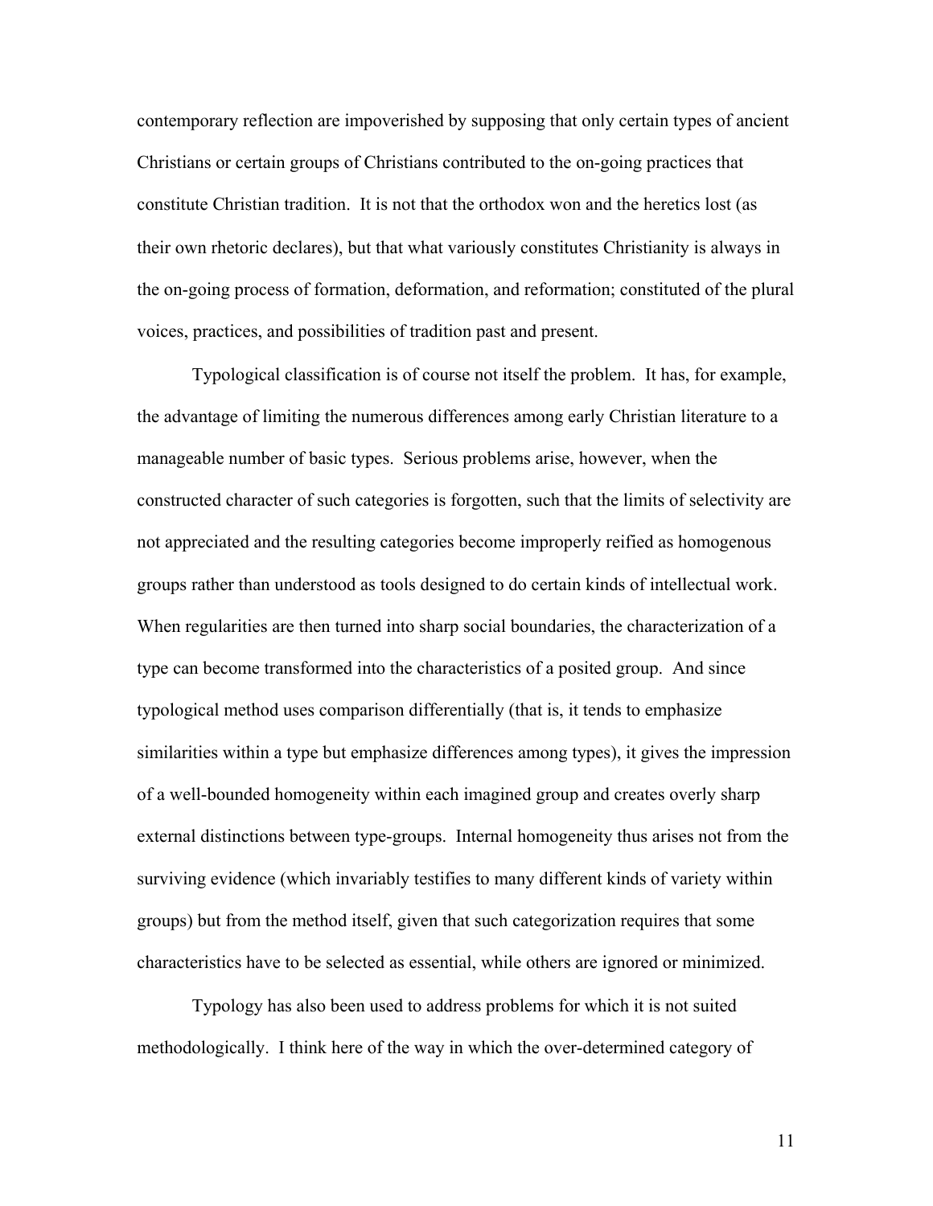contemporary reflection are impoverished by supposing that only certain types of ancient Christians or certain groups of Christians contributed to the on-going practices that constitute Christian tradition. It is not that the orthodox won and the heretics lost (as their own rhetoric declares), but that what variously constitutes Christianity is always in the on-going process of formation, deformation, and reformation; constituted of the plural voices, practices, and possibilities of tradition past and present.

Typological classification is of course not itself the problem. It has, for example, the advantage of limiting the numerous differences among early Christian literature to a manageable number of basic types. Serious problems arise, however, when the constructed character of such categories is forgotten, such that the limits of selectivity are not appreciated and the resulting categories become improperly reified as homogenous groups rather than understood as tools designed to do certain kinds of intellectual work. When regularities are then turned into sharp social boundaries, the characterization of a type can become transformed into the characteristics of a posited group. And since typological method uses comparison differentially (that is, it tends to emphasize similarities within a type but emphasize differences among types), it gives the impression of a well-bounded homogeneity within each imagined group and creates overly sharp external distinctions between type-groups. Internal homogeneity thus arises not from the surviving evidence (which invariably testifies to many different kinds of variety within groups) but from the method itself, given that such categorization requires that some characteristics have to be selected as essential, while others are ignored or minimized.

Typology has also been used to address problems for which it is not suited methodologically. I think here of the way in which the over-determined category of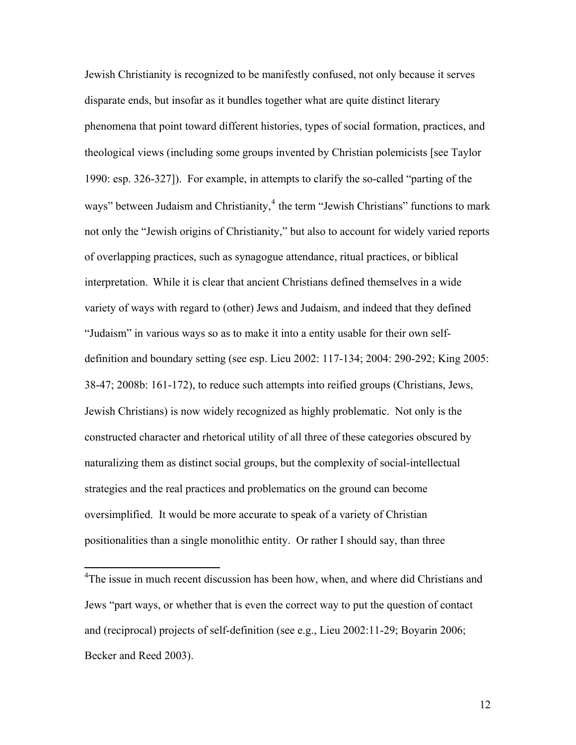Jewish Christianity is recognized to be manifestly confused, not only because it serves disparate ends, but insofar as it bundles together what are quite distinct literary phenomena that point toward different histories, types of social formation, practices, and theological views (including some groups invented by Christian polemicists [see Taylor 1990: esp. 326-327]). For example, in attempts to clarify the so-called "parting of the ways" between Judaism and Christianity,[4] the term "Jewish Christians" functions to mark not only the "Jewish origins of Christianity," but also to account for widely varied reports of overlapping practices, such as synagogue attendance, ritual practices, or biblical interpretation. While it is clear that ancient Christians defined themselves in a wide variety of ways with regard to (other) Jews and Judaism, and indeed that they defined "Judaism" in various ways so as to make it into a entity usable for their own self-definition and boundary setting (see esp. Lieu 2002: 117-134; 2004: 290-292; King 2005: 38-47; 2008b: 161-172), to reduce such attempts into reified groups (Christians, Jews, Jewish Christians) is now widely recognized as highly problematic. Not only is the constructed character and rhetorical utility of all three of these categories obscured by naturalizing them as distinct social groups, but the complexity of social-intellectual strategies and the real practices and problematics on the ground can become oversimplified. It would be more accurate to speak of a variety of Christian positionalities than a single monolithic entity. Or rather I should say, than three

[4]The issue in much recent discussion has been how, when, and where did Christians and Jews "part ways, or whether that is even the correct way to put the question of contact and (reciprocal) projects of self-definition (see e.g., Lieu 2002:11-29; Boyarin 2006; Becker and Reed 2003).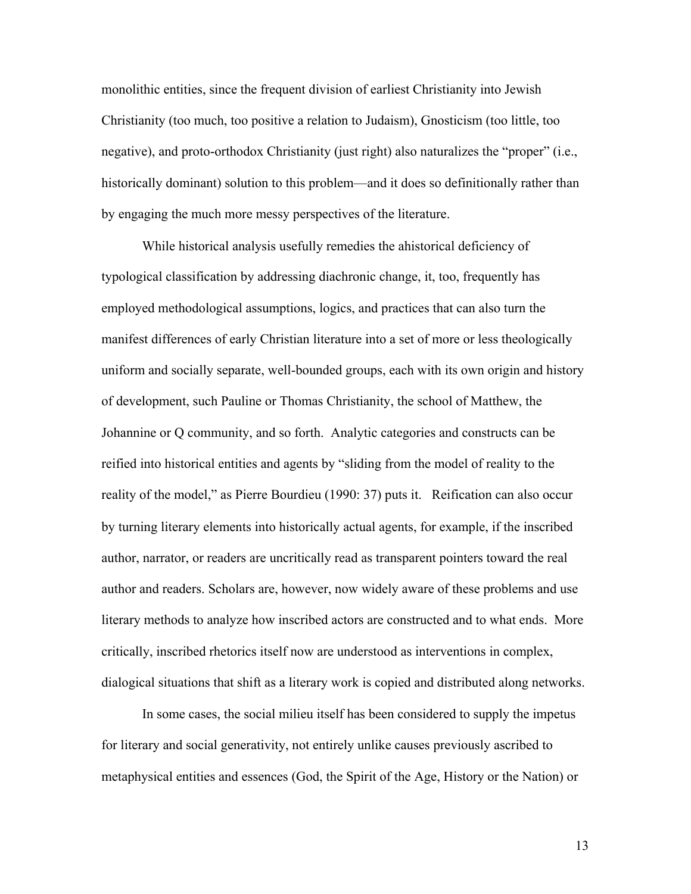monolithic entities, since the frequent division of earliest Christianity into Jewish Christianity (too much, too positive a relation to Judaism), Gnosticism (too little, too negative), and proto-orthodox Christianity (just right) also naturalizes the "proper" (i.e., historically dominant) solution to this problem—and it does so definitionally rather than by engaging the much more messy perspectives of the literature.

While historical analysis usefully remedies the ahistorical deficiency of typological classification by addressing diachronic change, it, too, frequently has employed methodological assumptions, logics, and practices that can also turn the manifest differences of early Christian literature into a set of more or less theologically uniform and socially separate, well-bounded groups, each with its own origin and history of development, such Pauline or Thomas Christianity, the school of Matthew, the Johannine or Q community, and so forth. Analytic categories and constructs can be reified into historical entities and agents by "sliding from the model of reality to the reality of the model," as Pierre Bourdieu (1990: 37) puts it. Reification can also occur by turning literary elements into historically actual agents, for example, if the inscribed author, narrator, or readers are uncritically read as transparent pointers toward the real author and readers. Scholars are, however, now widely aware of these problems and use literary methods to analyze how inscribed actors are constructed and to what ends. More critically, inscribed rhetorics itself now are understood as interventions in complex, dialogical situations that shift as a literary work is copied and distributed along networks.

In some cases, the social milieu itself has been considered to supply the impetus for literary and social generativity, not entirely unlike causes previously ascribed to metaphysical entities and essences (God, the Spirit of the Age, History or the Nation) or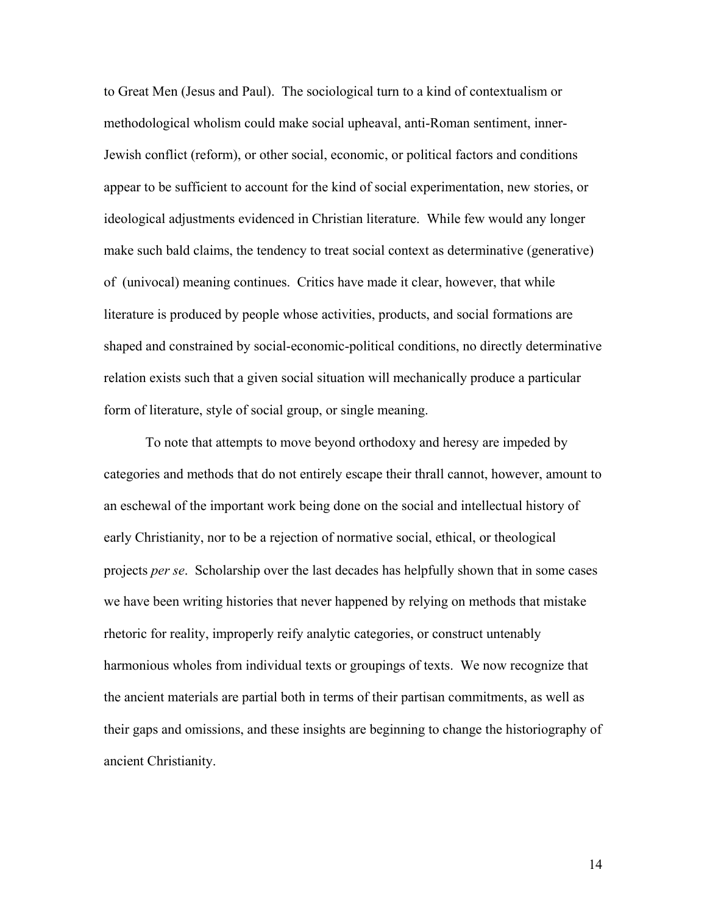to Great Men (Jesus and Paul). The sociological turn to a kind of contextualism or methodological wholism could make social upheaval, anti-Roman sentiment, inner-Jewish conflict (reform), or other social, economic, or political factors and conditions appear to be sufficient to account for the kind of social experimentation, new stories, or ideological adjustments evidenced in Christian literature. While few would any longer make such bald claims, the tendency to treat social context as determinative (generative) of (univocal) meaning continues. Critics have made it clear, however, that while literature is produced by people whose activities, products, and social formations are shaped and constrained by social-economic-political conditions, no directly determinative relation exists such that a given social situation will mechanically produce a particular form of literature, style of social group, or single meaning.

To note that attempts to move beyond orthodoxy and heresy are impeded by categories and methods that do not entirely escape their thrall cannot, however, amount to an eschewal of the important work being done on the social and intellectual history of early Christianity, nor to be a rejection of normative social, ethical, or theological projects *per se*. Scholarship over the last decades has helpfully shown that in some cases we have been writing histories that never happened by relying on methods that mistake rhetoric for reality, improperly reify analytic categories, or construct untenably harmonious wholes from individual texts or groupings of texts. We now recognize that the ancient materials are partial both in terms of their partisan commitments, as well as their gaps and omissions, and these insights are beginning to change the historiography of ancient Christianity.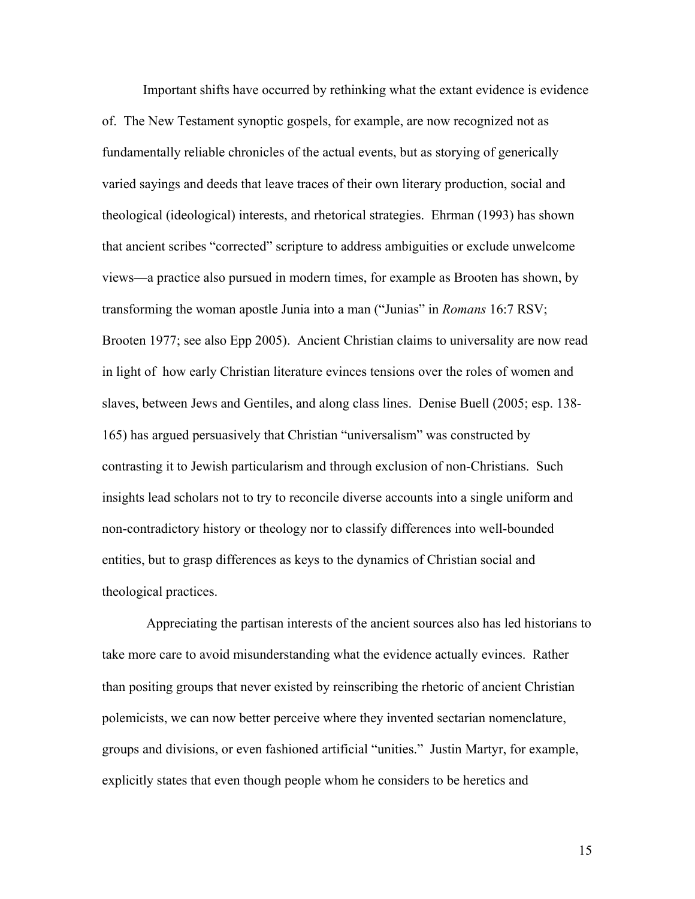Important shifts have occurred by rethinking what the extant evidence is evidence of. The New Testament synoptic gospels, for example, are now recognized not as fundamentally reliable chronicles of the actual events, but as storying of generically varied sayings and deeds that leave traces of their own literary production, social and theological (ideological) interests, and rhetorical strategies. Ehrman (1993) has shown that ancient scribes "corrected" scripture to address ambiguities or exclude unwelcome views—a practice also pursued in modern times, for example as Brooten has shown, by transforming the woman apostle Junia into a man ("Junias" in *Romans* 16:7 RSV; Brooten 1977; see also Epp 2005). Ancient Christian claims to universality are now read in light of how early Christian literature evinces tensions over the roles of women and slaves, between Jews and Gentiles, and along class lines. Denise Buell (2005; esp. 138-165) has argued persuasively that Christian "universalism" was constructed by contrasting it to Jewish particularism and through exclusion of non-Christians. Such insights lead scholars not to try to reconcile diverse accounts into a single uniform and non-contradictory history or theology nor to classify differences into well-bounded entities, but to grasp differences as keys to the dynamics of Christian social and theological practices.

Appreciating the partisan interests of the ancient sources also has led historians to take more care to avoid misunderstanding what the evidence actually evinces. Rather than positing groups that never existed by reinscribing the rhetoric of ancient Christian polemicists, we can now better perceive where they invented sectarian nomenclature, groups and divisions, or even fashioned artificial "unities." Justin Martyr, for example, explicitly states that even though people whom he considers to be heretics and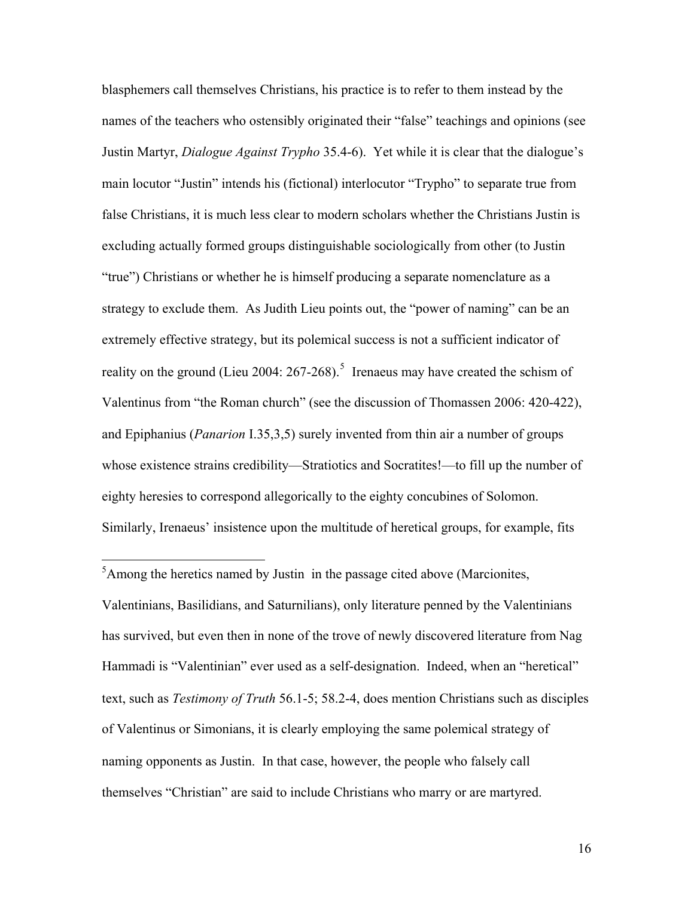blasphemers call themselves Christians, his practice is to refer to them instead by the names of the teachers who ostensibly originated their "false" teachings and opinions (see Justin Martyr, *Dialogue Against Trypho* 35.4-6). Yet while it is clear that the dialogue's main locutor "Justin" intends his (fictional) interlocutor "Trypho" to separate true from false Christians, it is much less clear to modern scholars whether the Christians Justin is excluding actually formed groups distinguishable sociologically from other (to Justin "true") Christians or whether he is himself producing a separate nomenclature as a strategy to exclude them. As Judith Lieu points out, the "power of naming" can be an extremely effective strategy, but its polemical success is not a sufficient indicator of reality on the ground (Lieu 2004: 267-268).[5] Irenaeus may have created the schism of Valentinus from "the Roman church" (see the discussion of Thomassen 2006: 420-422), and Epiphanius (*Panarion* I.35,3,5) surely invented from thin air a number of groups whose existence strains credibility—Stratiotics and Socratites!—to fill up the number of eighty heresies to correspond allegorically to the eighty concubines of Solomon. Similarly, Irenaeus' insistence upon the multitude of heretical groups, for example, fits

[5]Among the heretics named by Justin in the passage cited above (Marcionites, Valentinians, Basilidians, and Saturnilians), only literature penned by the Valentinians has survived, but even then in none of the trove of newly discovered literature from Nag Hammadi is "Valentinian" ever used as a self-designation. Indeed, when an "heretical" text, such as *Testimony of Truth* 56.1-5; 58.2-4, does mention Christians such as disciples of Valentinus or Simonians, it is clearly employing the same polemical strategy of naming opponents as Justin. In that case, however, the people who falsely call themselves "Christian" are said to include Christians who marry or are martyred.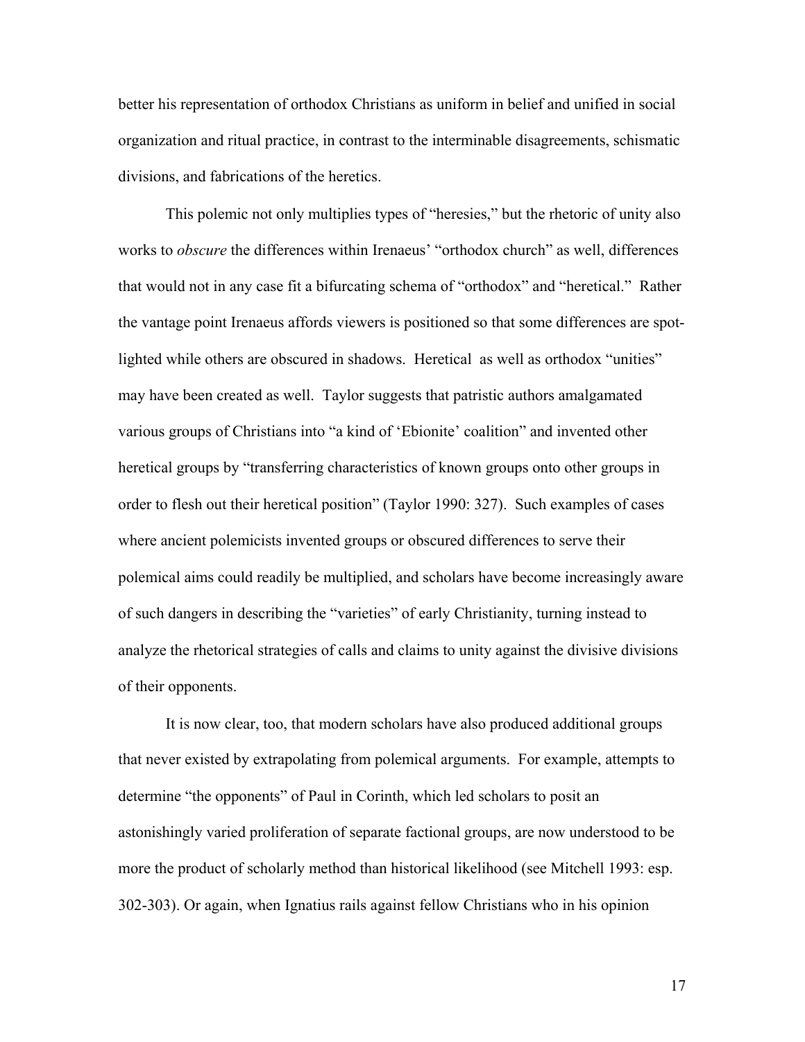better his representation of orthodox Christians as uniform in belief and unified in social organization and ritual practice, in contrast to the interminable disagreements, schismatic divisions, and fabrications of the heretics.

This polemic not only multiplies types of "heresies," but the rhetoric of unity also works to *obscure* the differences within Irenaeus' "orthodox church" as well, differences that would not in any case fit a bifurcating schema of "orthodox" and "heretical." Rather the vantage point Irenaeus affords viewers is positioned so that some differences are spot-lighted while others are obscured in shadows. Heretical as well as orthodox "unities" may have been created as well. Taylor suggests that patristic authors amalgamated various groups of Christians into "a kind of 'Ebionite' coalition" and invented other heretical groups by "transferring characteristics of known groups onto other groups in order to flesh out their heretical position" (Taylor 1990: 327). Such examples of cases where ancient polemicists invented groups or obscured differences to serve their polemical aims could readily be multiplied, and scholars have become increasingly aware of such dangers in describing the "varieties" of early Christianity, turning instead to analyze the rhetorical strategies of calls and claims to unity against the divisive divisions of their opponents.

It is now clear, too, that modern scholars have also produced additional groups that never existed by extrapolating from polemical arguments. For example, attempts to determine "the opponents" of Paul in Corinth, which led scholars to posit an astonishingly varied proliferation of separate factional groups, are now understood to be more the product of scholarly method than historical likelihood (see Mitchell 1993: esp. 302-303). Or again, when Ignatius rails against fellow Christians who in his opinion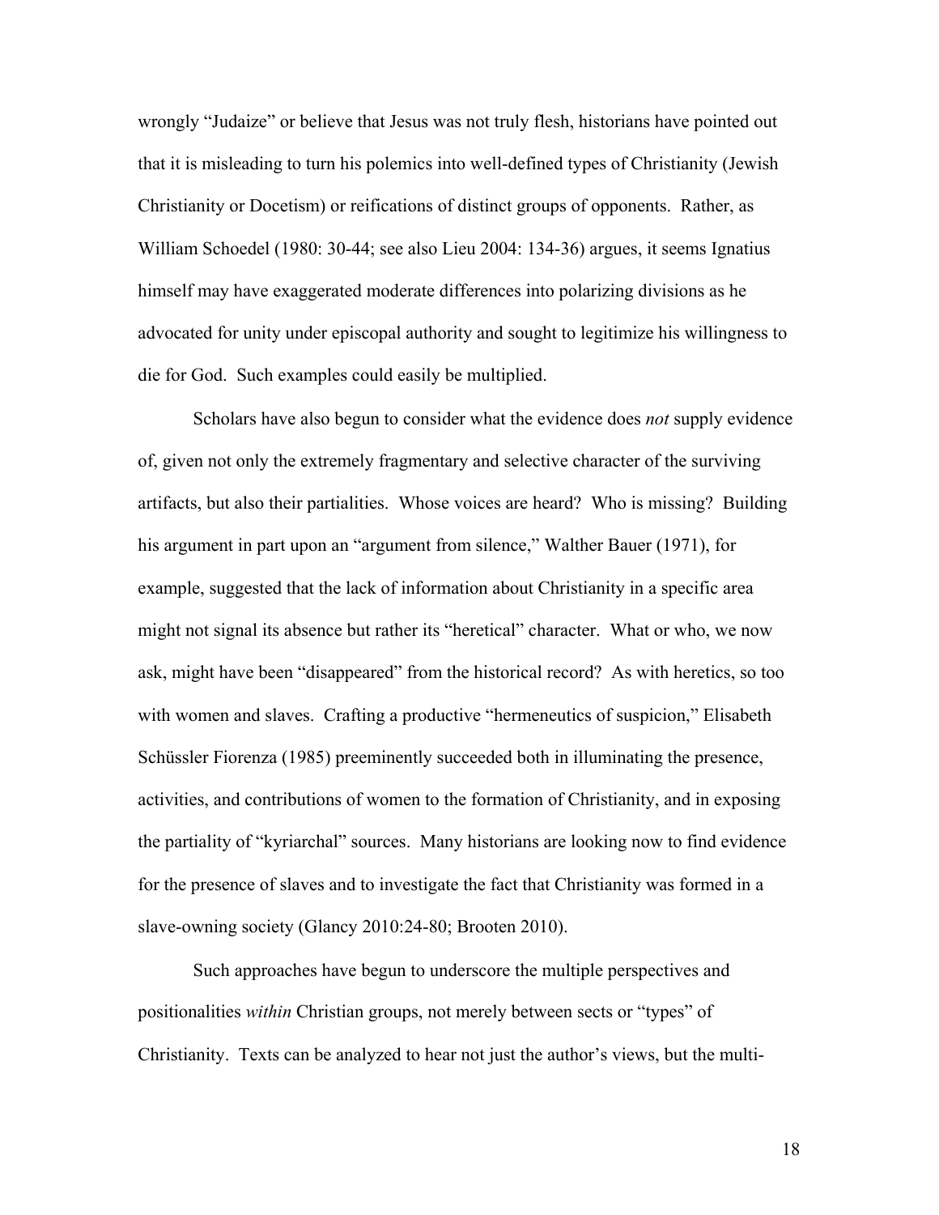wrongly "Judaize" or believe that Jesus was not truly flesh, historians have pointed out that it is misleading to turn his polemics into well-defined types of Christianity (Jewish Christianity or Docetism) or reifications of distinct groups of opponents. Rather, as William Schoedel (1980: 30-44; see also Lieu 2004: 134-36) argues, it seems Ignatius himself may have exaggerated moderate differences into polarizing divisions as he advocated for unity under episcopal authority and sought to legitimize his willingness to die for God. Such examples could easily be multiplied.

Scholars have also begun to consider what the evidence does *not* supply evidence of, given not only the extremely fragmentary and selective character of the surviving artifacts, but also their partialities. Whose voices are heard? Who is missing? Building his argument in part upon an "argument from silence," Walther Bauer (1971), for example, suggested that the lack of information about Christianity in a specific area might not signal its absence but rather its "heretical" character. What or who, we now ask, might have been "disappeared" from the historical record? As with heretics, so too with women and slaves. Crafting a productive "hermeneutics of suspicion," Elisabeth Schüssler Fiorenza (1985) preeminently succeeded both in illuminating the presence, activities, and contributions of women to the formation of Christianity, and in exposing the partiality of "kyriarchal" sources. Many historians are looking now to find evidence for the presence of slaves and to investigate the fact that Christianity was formed in a slave-owning society (Glancy 2010:24-80; Brooten 2010).

Such approaches have begun to underscore the multiple perspectives and positionalities *within* Christian groups, not merely between sects or "types" of Christianity. Texts can be analyzed to hear not just the author's views, but the multi-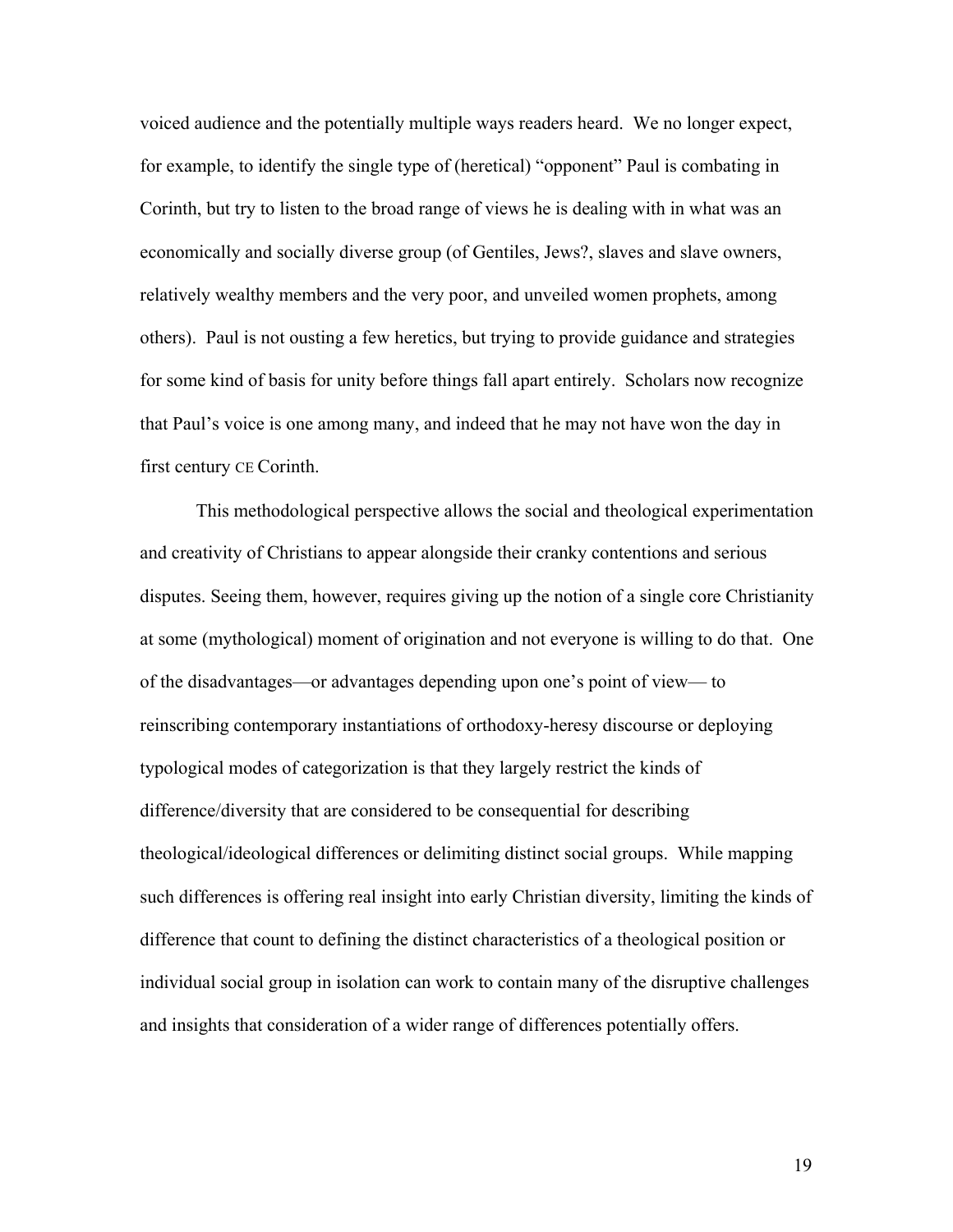voiced audience and the potentially multiple ways readers heard. We no longer expect, for example, to identify the single type of (heretical) "opponent" Paul is combating in Corinth, but try to listen to the broad range of views he is dealing with in what was an economically and socially diverse group (of Gentiles, Jews?, slaves and slave owners, relatively wealthy members and the very poor, and unveiled women prophets, among others). Paul is not ousting a few heretics, but trying to provide guidance and strategies for some kind of basis for unity before things fall apart entirely. Scholars now recognize that Paul's voice is one among many, and indeed that he may not have won the day in first century CE Corinth.

This methodological perspective allows the social and theological experimentation and creativity of Christians to appear alongside their cranky contentions and serious disputes. Seeing them, however, requires giving up the notion of a single core Christianity at some (mythological) moment of origination and not everyone is willing to do that. One of the disadvantages—or advantages depending upon one's point of view— to reinscribing contemporary instantiations of orthodoxy-heresy discourse or deploying typological modes of categorization is that they largely restrict the kinds of difference/diversity that are considered to be consequential for describing theological/ideological differences or delimiting distinct social groups. While mapping such differences is offering real insight into early Christian diversity, limiting the kinds of difference that count to defining the distinct characteristics of a theological position or individual social group in isolation can work to contain many of the disruptive challenges and insights that consideration of a wider range of differences potentially offers.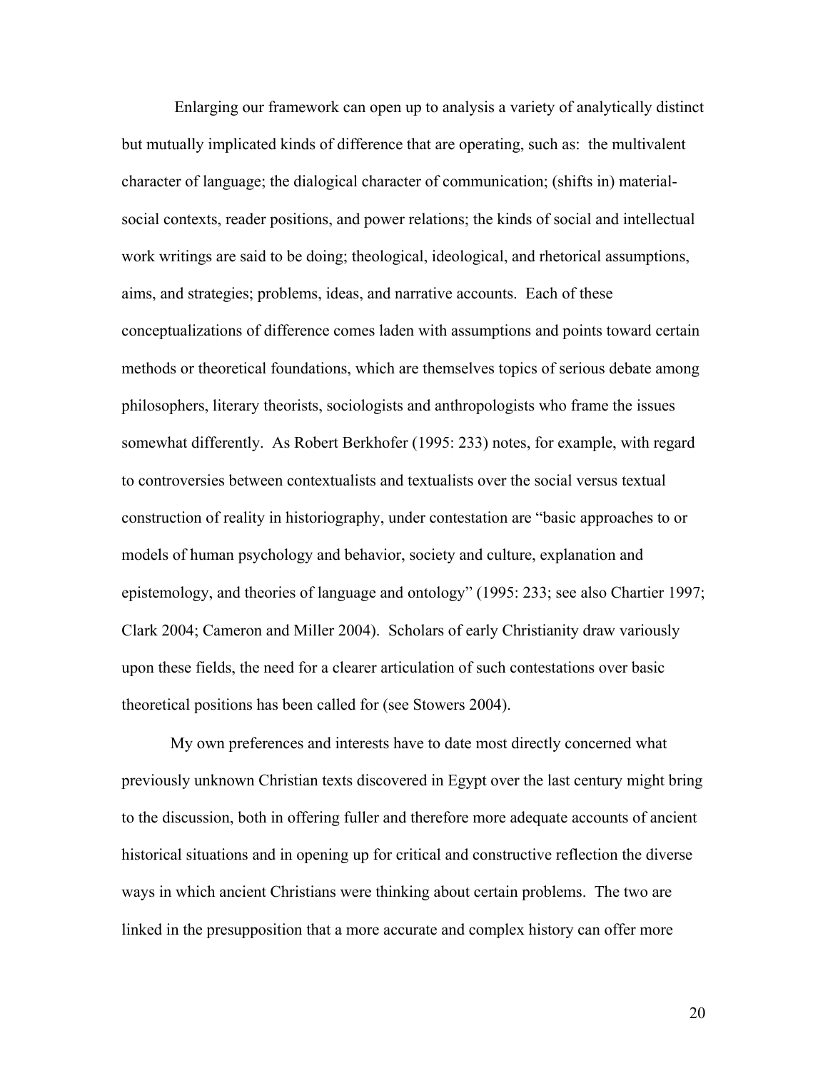Enlarging our framework can open up to analysis a variety of analytically distinct but mutually implicated kinds of difference that are operating, such as: the multivalent character of language; the dialogical character of communication; (shifts in) material-social contexts, reader positions, and power relations; the kinds of social and intellectual work writings are said to be doing; theological, ideological, and rhetorical assumptions, aims, and strategies; problems, ideas, and narrative accounts. Each of these conceptualizations of difference comes laden with assumptions and points toward certain methods or theoretical foundations, which are themselves topics of serious debate among philosophers, literary theorists, sociologists and anthropologists who frame the issues somewhat differently. As Robert Berkhofer (1995: 233) notes, for example, with regard to controversies between contextualists and textualists over the social versus textual construction of reality in historiography, under contestation are "basic approaches to or models of human psychology and behavior, society and culture, explanation and epistemology, and theories of language and ontology" (1995: 233; see also Chartier 1997; Clark 2004; Cameron and Miller 2004). Scholars of early Christianity draw variously upon these fields, the need for a clearer articulation of such contestations over basic theoretical positions has been called for (see Stowers 2004).

My own preferences and interests have to date most directly concerned what previously unknown Christian texts discovered in Egypt over the last century might bring to the discussion, both in offering fuller and therefore more adequate accounts of ancient historical situations and in opening up for critical and constructive reflection the diverse ways in which ancient Christians were thinking about certain problems. The two are linked in the presupposition that a more accurate and complex history can offer more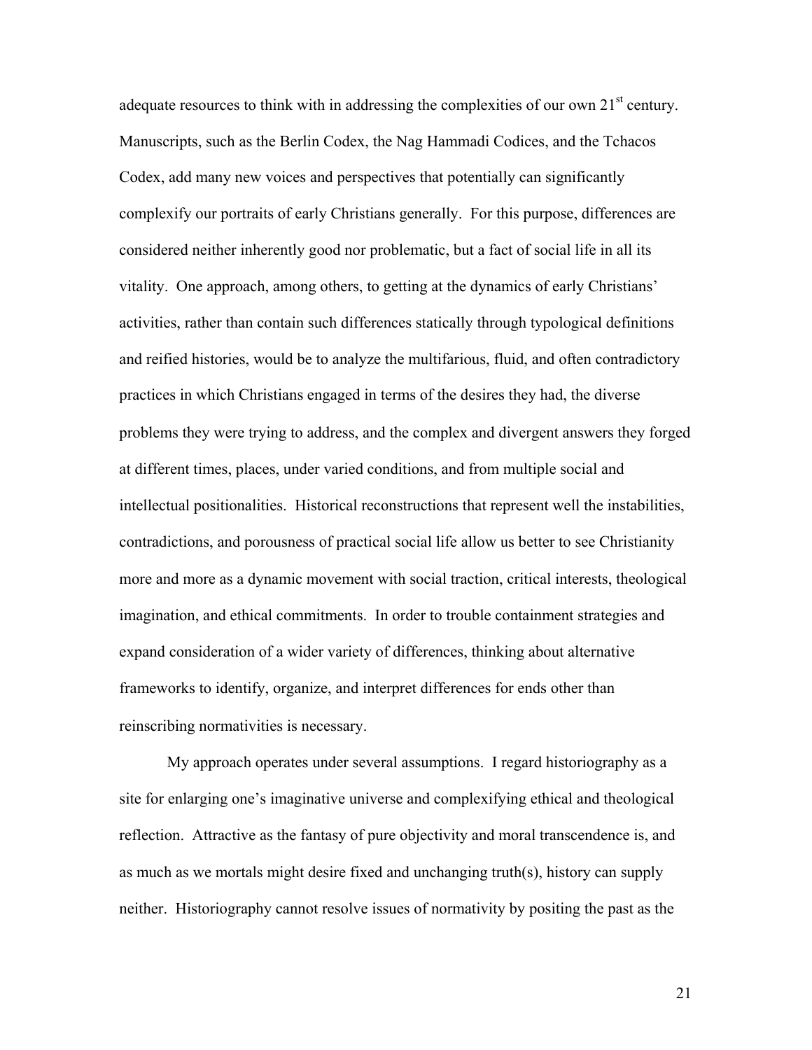adequate resources to think with in addressing the complexities of our own 21st century. Manuscripts, such as the Berlin Codex, the Nag Hammadi Codices, and the Tchacos Codex, add many new voices and perspectives that potentially can significantly complexify our portraits of early Christians generally. For this purpose, differences are considered neither inherently good nor problematic, but a fact of social life in all its vitality. One approach, among others, to getting at the dynamics of early Christians' activities, rather than contain such differences statically through typological definitions and reified histories, would be to analyze the multifarious, fluid, and often contradictory practices in which Christians engaged in terms of the desires they had, the diverse problems they were trying to address, and the complex and divergent answers they forged at different times, places, under varied conditions, and from multiple social and intellectual positionalities. Historical reconstructions that represent well the instabilities, contradictions, and porousness of practical social life allow us better to see Christianity more and more as a dynamic movement with social traction, critical interests, theological imagination, and ethical commitments. In order to trouble containment strategies and expand consideration of a wider variety of differences, thinking about alternative frameworks to identify, organize, and interpret differences for ends other than reinscribing normativities is necessary.

My approach operates under several assumptions. I regard historiography as a site for enlarging one's imaginative universe and complexifying ethical and theological reflection. Attractive as the fantasy of pure objectivity and moral transcendence is, and as much as we mortals might desire fixed and unchanging truth(s), history can supply neither. Historiography cannot resolve issues of normativity by positing the past as the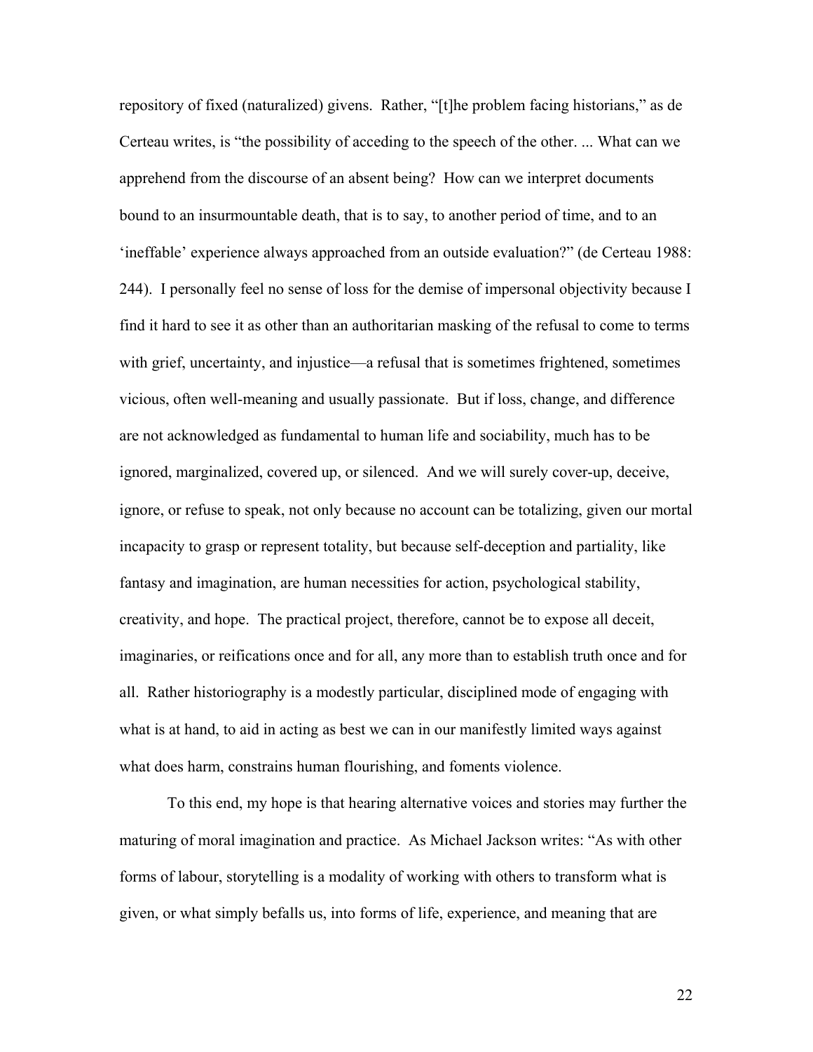repository of fixed (naturalized) givens. Rather, "[t]he problem facing historians," as de Certeau writes, is "the possibility of acceding to the speech of the other. ... What can we apprehend from the discourse of an absent being? How can we interpret documents bound to an insurmountable death, that is to say, to another period of time, and to an 'ineffable' experience always approached from an outside evaluation?" (de Certeau 1988: 244). I personally feel no sense of loss for the demise of impersonal objectivity because I find it hard to see it as other than an authoritarian masking of the refusal to come to terms with grief, uncertainty, and injustice—a refusal that is sometimes frightened, sometimes vicious, often well-meaning and usually passionate. But if loss, change, and difference are not acknowledged as fundamental to human life and sociability, much has to be ignored, marginalized, covered up, or silenced. And we will surely cover-up, deceive, ignore, or refuse to speak, not only because no account can be totalizing, given our mortal incapacity to grasp or represent totality, but because self-deception and partiality, like fantasy and imagination, are human necessities for action, psychological stability, creativity, and hope. The practical project, therefore, cannot be to expose all deceit, imaginaries, or reifications once and for all, any more than to establish truth once and for all. Rather historiography is a modestly particular, disciplined mode of engaging with what is at hand, to aid in acting as best we can in our manifestly limited ways against what does harm, constrains human flourishing, and foments violence.

To this end, my hope is that hearing alternative voices and stories may further the maturing of moral imagination and practice. As Michael Jackson writes: "As with other forms of labour, storytelling is a modality of working with others to transform what is given, or what simply befalls us, into forms of life, experience, and meaning that are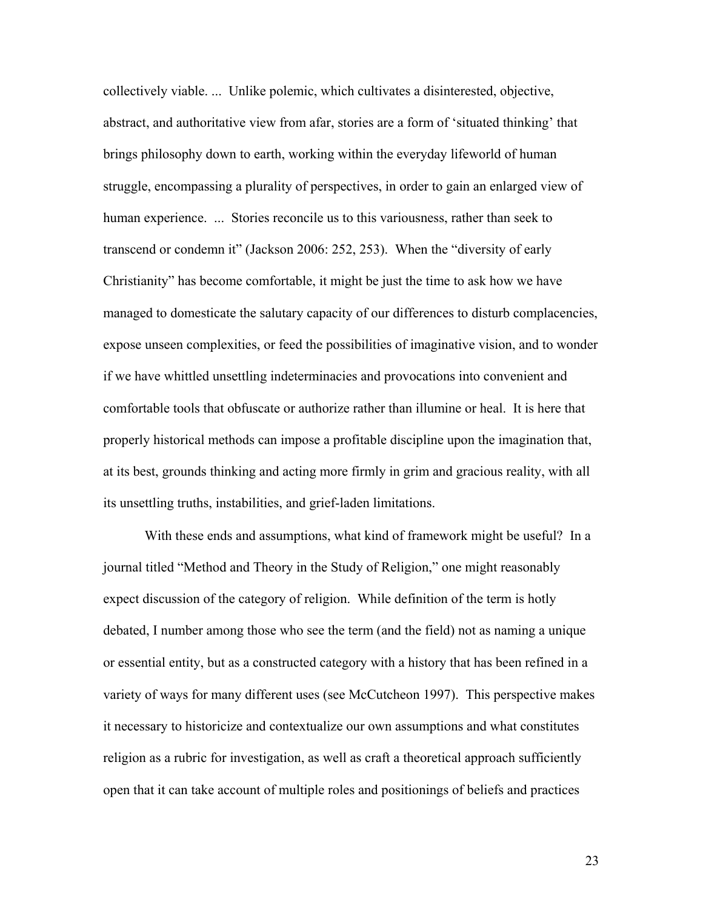collectively viable. ... Unlike polemic, which cultivates a disinterested, objective, abstract, and authoritative view from afar, stories are a form of 'situated thinking' that brings philosophy down to earth, working within the everyday lifeworld of human struggle, encompassing a plurality of perspectives, in order to gain an enlarged view of human experience. ... Stories reconcile us to this variousness, rather than seek to transcend or condemn it" (Jackson 2006: 252, 253). When the "diversity of early Christianity" has become comfortable, it might be just the time to ask how we have managed to domesticate the salutary capacity of our differences to disturb complacencies, expose unseen complexities, or feed the possibilities of imaginative vision, and to wonder if we have whittled unsettling indeterminacies and provocations into convenient and comfortable tools that obfuscate or authorize rather than illumine or heal. It is here that properly historical methods can impose a profitable discipline upon the imagination that, at its best, grounds thinking and acting more firmly in grim and gracious reality, with all its unsettling truths, instabilities, and grief-laden limitations.

With these ends and assumptions, what kind of framework might be useful? In a journal titled "Method and Theory in the Study of Religion," one might reasonably expect discussion of the category of religion. While definition of the term is hotly debated, I number among those who see the term (and the field) not as naming a unique or essential entity, but as a constructed category with a history that has been refined in a variety of ways for many different uses (see McCutcheon 1997). This perspective makes it necessary to historicize and contextualize our own assumptions and what constitutes religion as a rubric for investigation, as well as craft a theoretical approach sufficiently open that it can take account of multiple roles and positionings of beliefs and practices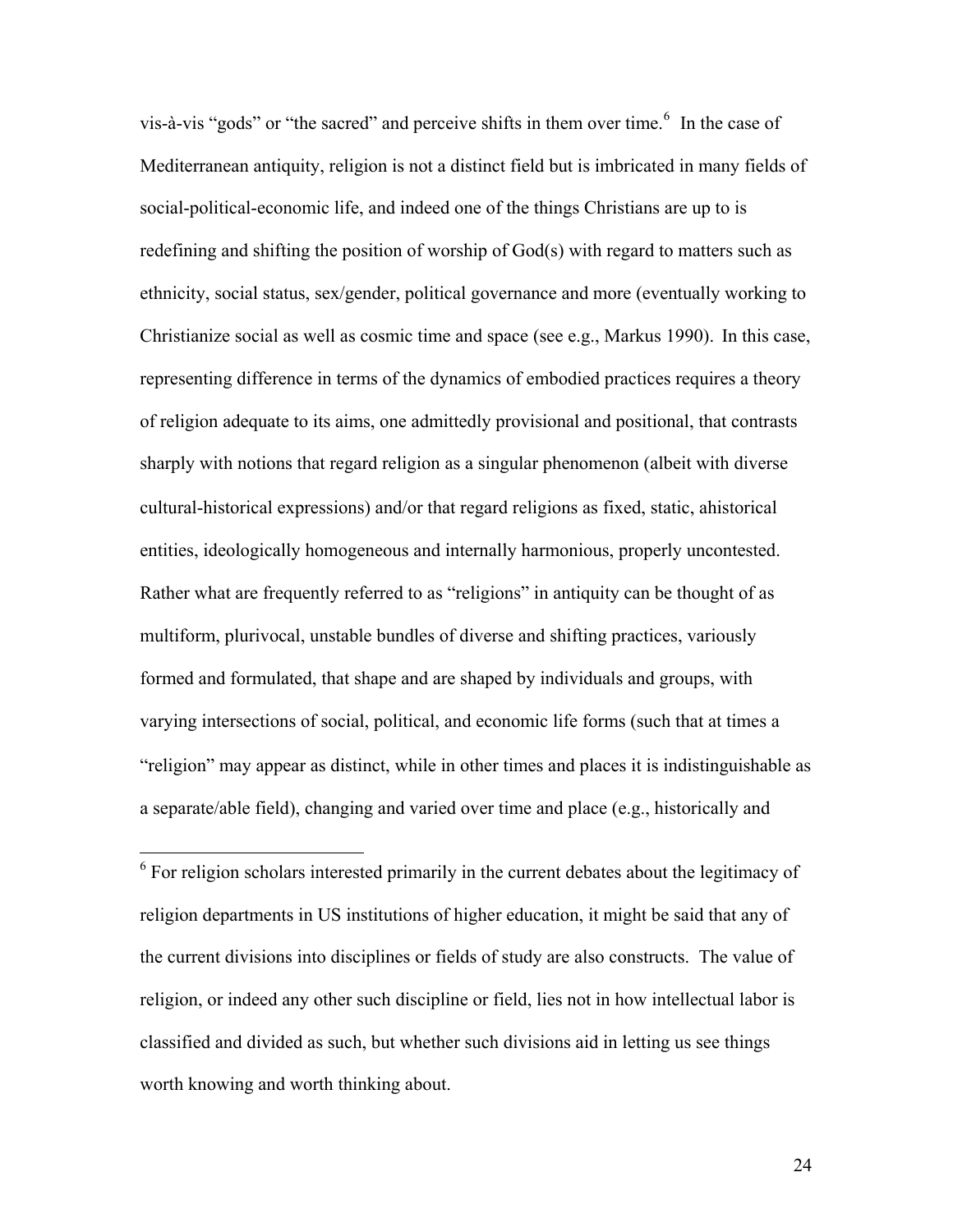vis-à-vis "gods" or "the sacred" and perceive shifts in them over time.[6] In the case of Mediterranean antiquity, religion is not a distinct field but is imbricated in many fields of social-political-economic life, and indeed one of the things Christians are up to is redefining and shifting the position of worship of God(s) with regard to matters such as ethnicity, social status, sex/gender, political governance and more (eventually working to Christianize social as well as cosmic time and space (see e.g., Markus 1990). In this case, representing difference in terms of the dynamics of embodied practices requires a theory of religion adequate to its aims, one admittedly provisional and positional, that contrasts sharply with notions that regard religion as a singular phenomenon (albeit with diverse cultural-historical expressions) and/or that regard religions as fixed, static, ahistorical entities, ideologically homogeneous and internally harmonious, properly uncontested. Rather what are frequently referred to as "religions" in antiquity can be thought of as multiform, plurivocal, unstable bundles of diverse and shifting practices, variously formed and formulated, that shape and are shaped by individuals and groups, with varying intersections of social, political, and economic life forms (such that at times a "religion" may appear as distinct, while in other times and places it is indistinguishable as a separate/able field), changing and varied over time and place (e.g., historically and

---

[6] For religion scholars interested primarily in the current debates about the legitimacy of religion departments in US institutions of higher education, it might be said that any of the current divisions into disciplines or fields of study are also constructs. The value of religion, or indeed any other such discipline or field, lies not in how intellectual labor is classified and divided as such, but whether such divisions aid in letting us see things worth knowing and worth thinking about.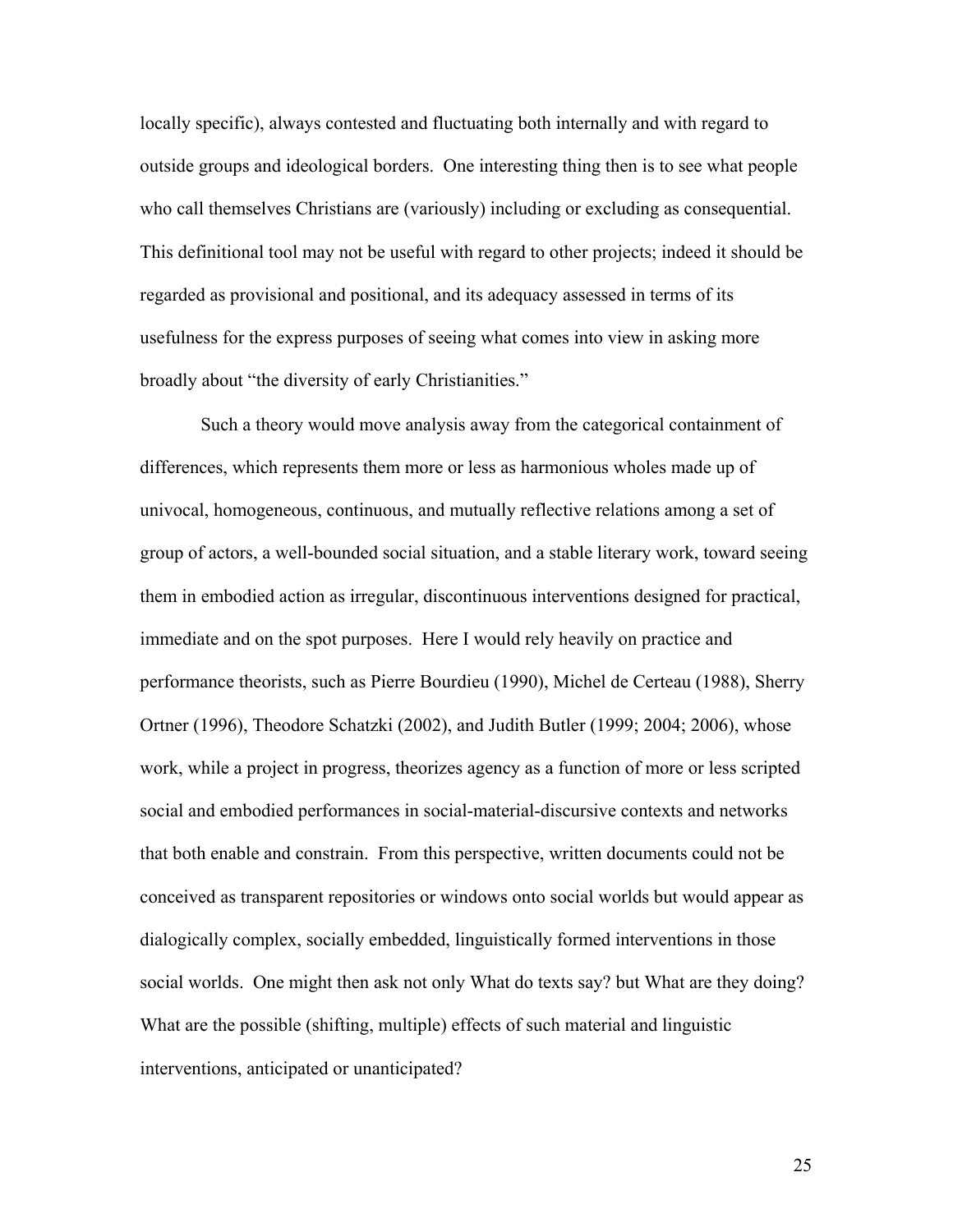locally specific), always contested and fluctuating both internally and with regard to outside groups and ideological borders. One interesting thing then is to see what people who call themselves Christians are (variously) including or excluding as consequential. This definitional tool may not be useful with regard to other projects; indeed it should be regarded as provisional and positional, and its adequacy assessed in terms of its usefulness for the express purposes of seeing what comes into view in asking more broadly about "the diversity of early Christianities."

Such a theory would move analysis away from the categorical containment of differences, which represents them more or less as harmonious wholes made up of univocal, homogeneous, continuous, and mutually reflective relations among a set of group of actors, a well-bounded social situation, and a stable literary work, toward seeing them in embodied action as irregular, discontinuous interventions designed for practical, immediate and on the spot purposes. Here I would rely heavily on practice and performance theorists, such as Pierre Bourdieu (1990), Michel de Certeau (1988), Sherry Ortner (1996), Theodore Schatzki (2002), and Judith Butler (1999; 2004; 2006), whose work, while a project in progress, theorizes agency as a function of more or less scripted social and embodied performances in social-material-discursive contexts and networks that both enable and constrain. From this perspective, written documents could not be conceived as transparent repositories or windows onto social worlds but would appear as dialogically complex, socially embedded, linguistically formed interventions in those social worlds. One might then ask not only What do texts say? but What are they doing? What are the possible (shifting, multiple) effects of such material and linguistic interventions, anticipated or unanticipated?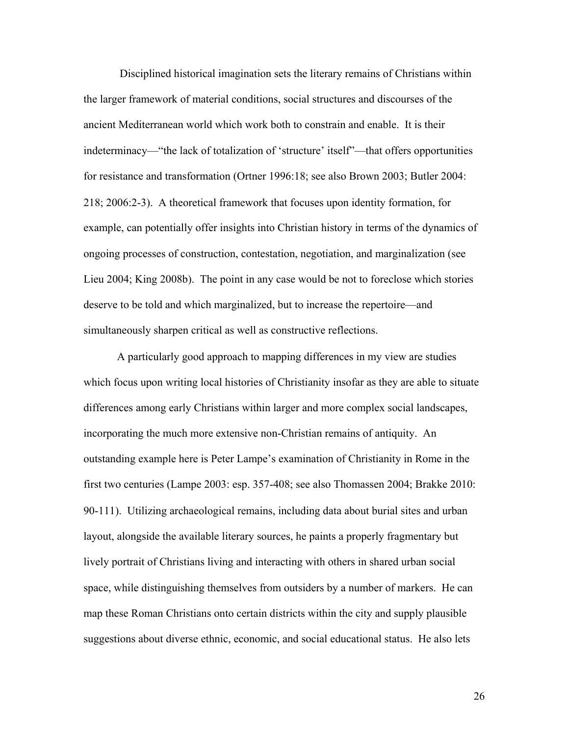Disciplined historical imagination sets the literary remains of Christians within the larger framework of material conditions, social structures and discourses of the ancient Mediterranean world which work both to constrain and enable. It is their indeterminacy—"the lack of totalization of 'structure' itself"—that offers opportunities for resistance and transformation (Ortner 1996:18; see also Brown 2003; Butler 2004: 218; 2006:2-3). A theoretical framework that focuses upon identity formation, for example, can potentially offer insights into Christian history in terms of the dynamics of ongoing processes of construction, contestation, negotiation, and marginalization (see Lieu 2004; King 2008b). The point in any case would be not to foreclose which stories deserve to be told and which marginalized, but to increase the repertoire—and simultaneously sharpen critical as well as constructive reflections.

A particularly good approach to mapping differences in my view are studies which focus upon writing local histories of Christianity insofar as they are able to situate differences among early Christians within larger and more complex social landscapes, incorporating the much more extensive non-Christian remains of antiquity. An outstanding example here is Peter Lampe's examination of Christianity in Rome in the first two centuries (Lampe 2003: esp. 357-408; see also Thomassen 2004; Brakke 2010: 90-111). Utilizing archaeological remains, including data about burial sites and urban layout, alongside the available literary sources, he paints a properly fragmentary but lively portrait of Christians living and interacting with others in shared urban social space, while distinguishing themselves from outsiders by a number of markers. He can map these Roman Christians onto certain districts within the city and supply plausible suggestions about diverse ethnic, economic, and social educational status. He also lets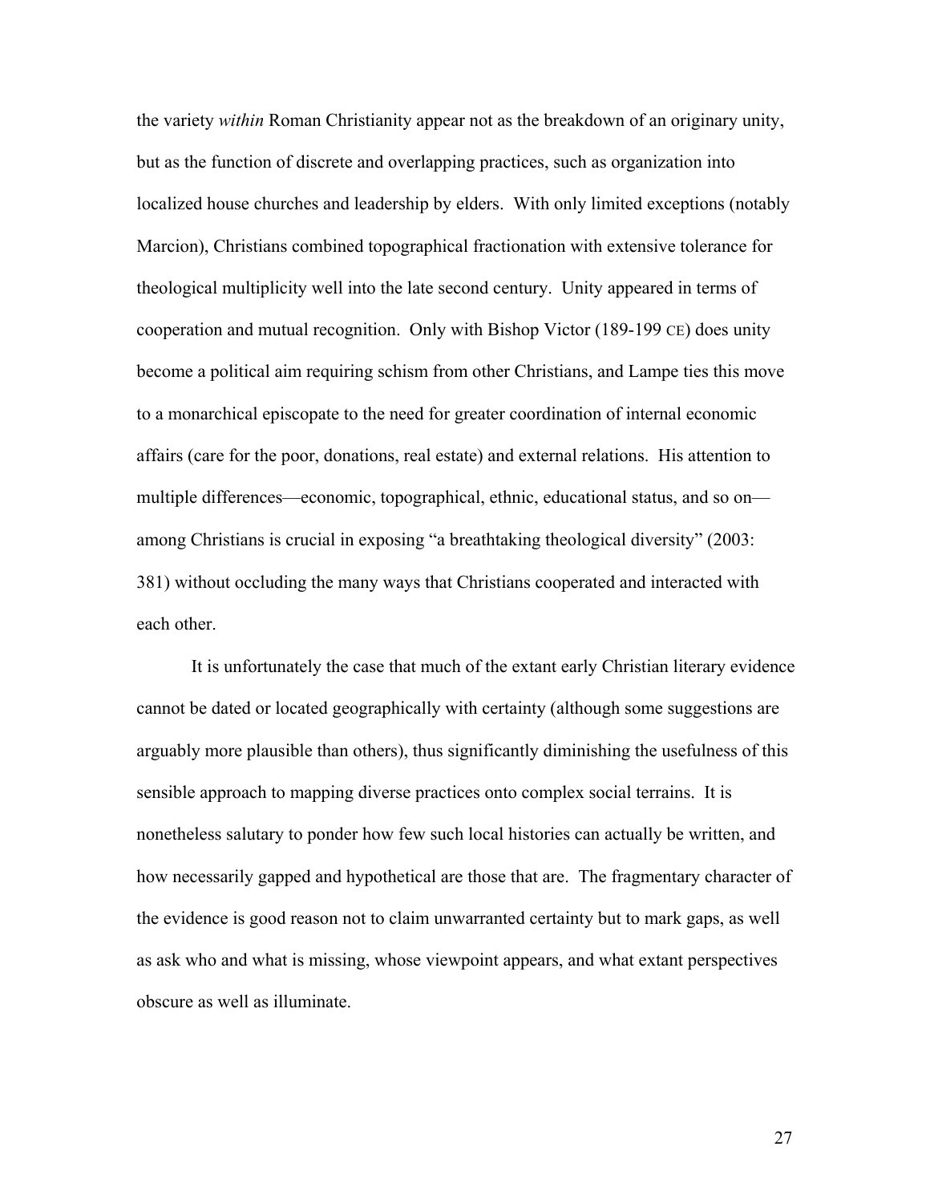the variety *within* Roman Christianity appear not as the breakdown of an originary unity, but as the function of discrete and overlapping practices, such as organization into localized house churches and leadership by elders. With only limited exceptions (notably Marcion), Christians combined topographical fractionation with extensive tolerance for theological multiplicity well into the late second century. Unity appeared in terms of cooperation and mutual recognition. Only with Bishop Victor (189-199 CE) does unity become a political aim requiring schism from other Christians, and Lampe ties this move to a monarchical episcopate to the need for greater coordination of internal economic affairs (care for the poor, donations, real estate) and external relations. His attention to multiple differences—economic, topographical, ethnic, educational status, and so on—among Christians is crucial in exposing "a breathtaking theological diversity" (2003: 381) without occluding the many ways that Christians cooperated and interacted with each other.

It is unfortunately the case that much of the extant early Christian literary evidence cannot be dated or located geographically with certainty (although some suggestions are arguably more plausible than others), thus significantly diminishing the usefulness of this sensible approach to mapping diverse practices onto complex social terrains. It is nonetheless salutary to ponder how few such local histories can actually be written, and how necessarily gapped and hypothetical are those that are. The fragmentary character of the evidence is good reason not to claim unwarranted certainty but to mark gaps, as well as ask who and what is missing, whose viewpoint appears, and what extant perspectives obscure as well as illuminate.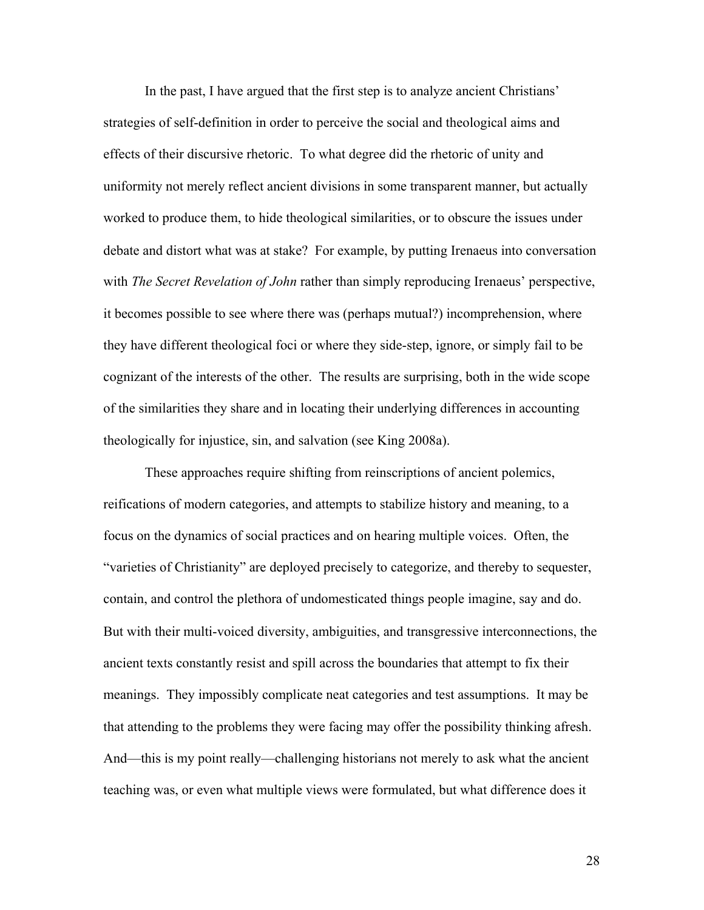In the past, I have argued that the first step is to analyze ancient Christians' strategies of self-definition in order to perceive the social and theological aims and effects of their discursive rhetoric. To what degree did the rhetoric of unity and uniformity not merely reflect ancient divisions in some transparent manner, but actually worked to produce them, to hide theological similarities, or to obscure the issues under debate and distort what was at stake? For example, by putting Irenaeus into conversation with *The Secret Revelation of John* rather than simply reproducing Irenaeus' perspective, it becomes possible to see where there was (perhaps mutual?) incomprehension, where they have different theological foci or where they side-step, ignore, or simply fail to be cognizant of the interests of the other. The results are surprising, both in the wide scope of the similarities they share and in locating their underlying differences in accounting theologically for injustice, sin, and salvation (see King 2008a).

These approaches require shifting from reinscriptions of ancient polemics, reifications of modern categories, and attempts to stabilize history and meaning, to a focus on the dynamics of social practices and on hearing multiple voices. Often, the "varieties of Christianity" are deployed precisely to categorize, and thereby to sequester, contain, and control the plethora of undomesticated things people imagine, say and do. But with their multi-voiced diversity, ambiguities, and transgressive interconnections, the ancient texts constantly resist and spill across the boundaries that attempt to fix their meanings. They impossibly complicate neat categories and test assumptions. It may be that attending to the problems they were facing may offer the possibility thinking afresh. And—this is my point really—challenging historians not merely to ask what the ancient teaching was, or even what multiple views were formulated, but what difference does it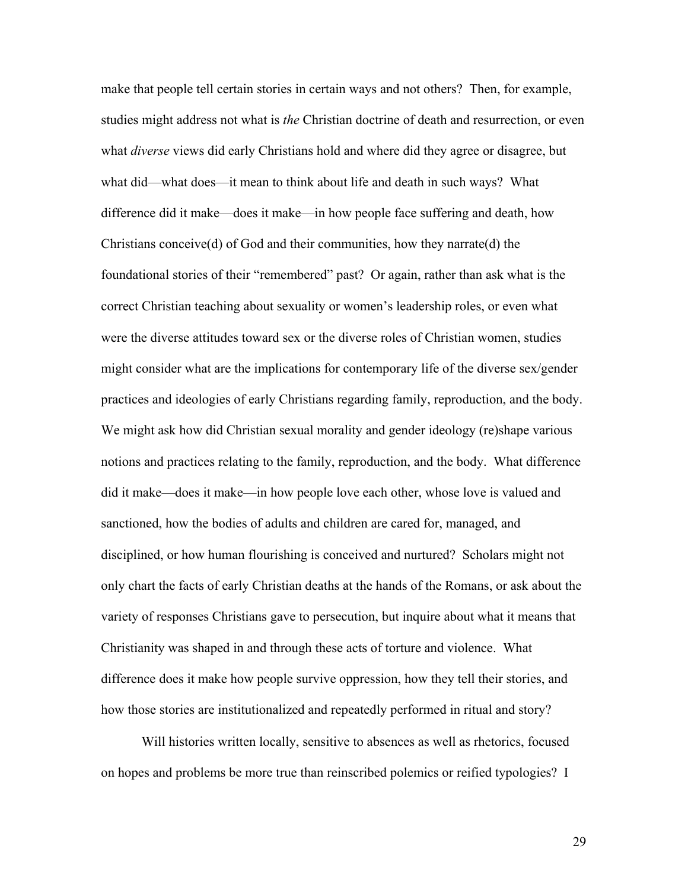make that people tell certain stories in certain ways and not others? Then, for example, studies might address not what is *the* Christian doctrine of death and resurrection, or even what *diverse* views did early Christians hold and where did they agree or disagree, but what did—what does—it mean to think about life and death in such ways? What difference did it make—does it make—in how people face suffering and death, how Christians conceive(d) of God and their communities, how they narrate(d) the foundational stories of their "remembered" past? Or again, rather than ask what is the correct Christian teaching about sexuality or women's leadership roles, or even what were the diverse attitudes toward sex or the diverse roles of Christian women, studies might consider what are the implications for contemporary life of the diverse sex/gender practices and ideologies of early Christians regarding family, reproduction, and the body. We might ask how did Christian sexual morality and gender ideology (re)shape various notions and practices relating to the family, reproduction, and the body. What difference did it make—does it make—in how people love each other, whose love is valued and sanctioned, how the bodies of adults and children are cared for, managed, and disciplined, or how human flourishing is conceived and nurtured? Scholars might not only chart the facts of early Christian deaths at the hands of the Romans, or ask about the variety of responses Christians gave to persecution, but inquire about what it means that Christianity was shaped in and through these acts of torture and violence. What difference does it make how people survive oppression, how they tell their stories, and how those stories are institutionalized and repeatedly performed in ritual and story?

Will histories written locally, sensitive to absences as well as rhetorics, focused on hopes and problems be more true than reinscribed polemics or reified typologies? I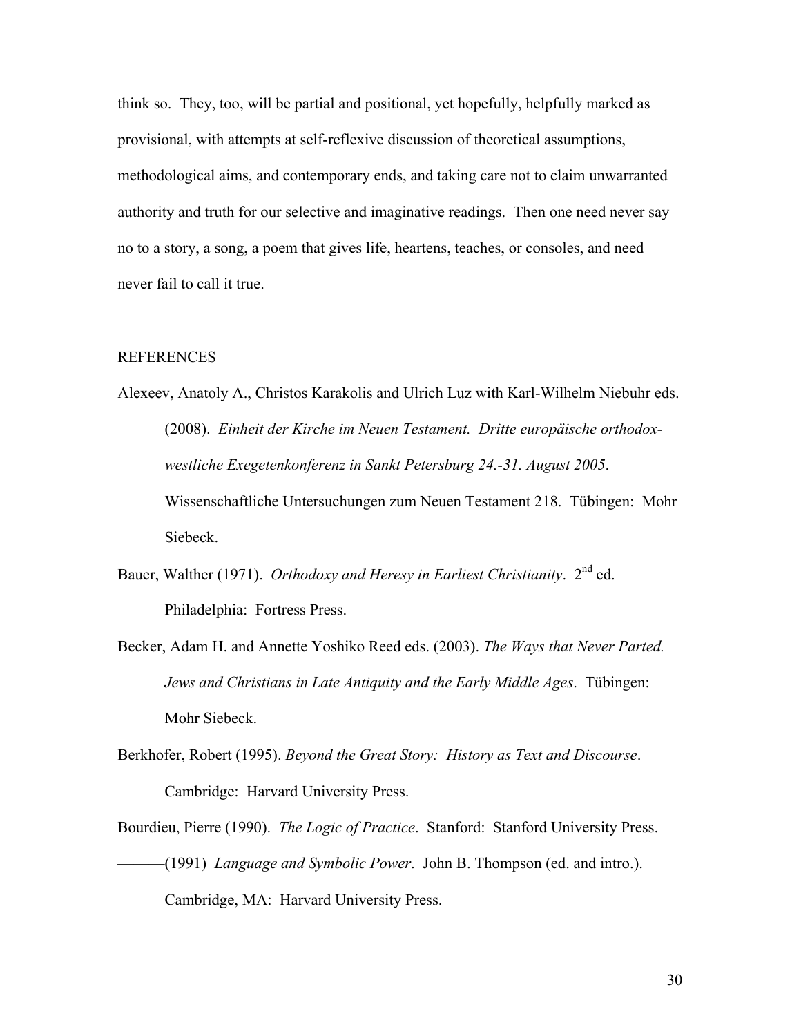think so. They, too, will be partial and positional, yet hopefully, helpfully marked as provisional, with attempts at self-reflexive discussion of theoretical assumptions, methodological aims, and contemporary ends, and taking care not to claim unwarranted authority and truth for our selective and imaginative readings. Then one need never say no to a story, a song, a poem that gives life, heartens, teaches, or consoles, and need never fail to call it true.

## REFERENCES

Alexeev, Anatoly A., Christos Karakolis and Ulrich Luz with Karl-Wilhelm Niebuhr eds. (2008). *Einheit der Kirche im Neuen Testament. Dritte europäische orthodox-westliche Exegetenkonferenz in Sankt Petersburg 24.-31. August 2005*. Wissenschaftliche Untersuchungen zum Neuen Testament 218. Tübingen: Mohr Siebeck.

Bauer, Walther (1971). *Orthodoxy and Heresy in Earliest Christianity*. 2nd ed. Philadelphia: Fortress Press.

Becker, Adam H. and Annette Yoshiko Reed eds. (2003). *The Ways that Never Parted. Jews and Christians in Late Antiquity and the Early Middle Ages*. Tübingen: Mohr Siebeck.

Berkhofer, Robert (1995). *Beyond the Great Story: History as Text and Discourse*. Cambridge: Harvard University Press.

Bourdieu, Pierre (1990). *The Logic of Practice*. Stanford: Stanford University Press.

———(1991) *Language and Symbolic Power*. John B. Thompson (ed. and intro.). Cambridge, MA: Harvard University Press.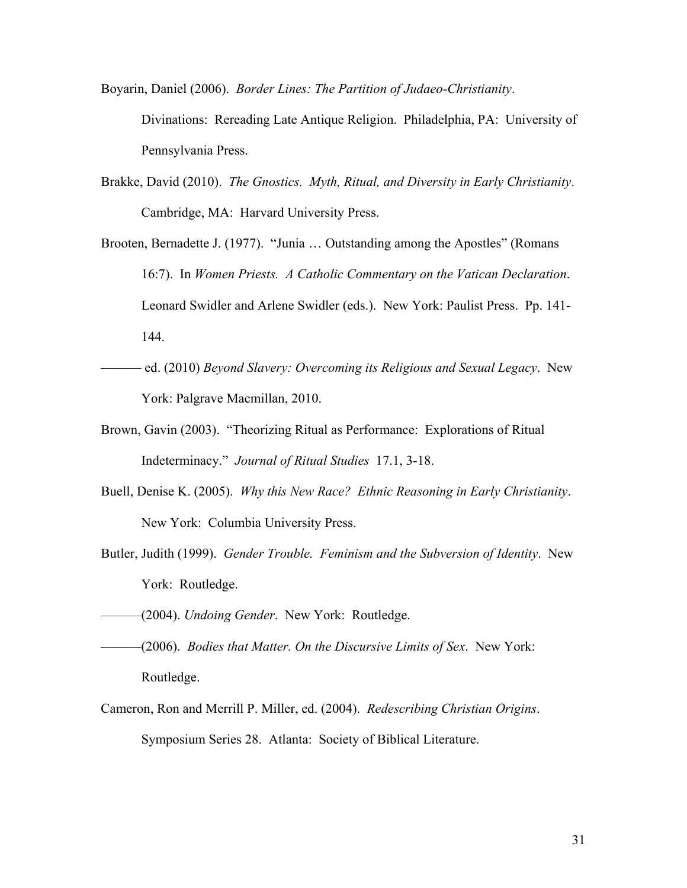Boyarin, Daniel (2006). *Border Lines: The Partition of Judaeo-Christianity*. Divinations: Rereading Late Antique Religion. Philadelphia, PA: University of Pennsylvania Press.

Brakke, David (2010). *The Gnostics. Myth, Ritual, and Diversity in Early Christianity*. Cambridge, MA: Harvard University Press.

Brooten, Bernadette J. (1977). "Junia … Outstanding among the Apostles" (Romans 16:7). In *Women Priests. A Catholic Commentary on the Vatican Declaration*. Leonard Swidler and Arlene Swidler (eds.). New York: Paulist Press. Pp. 141-144.

——— ed. (2010) *Beyond Slavery: Overcoming its Religious and Sexual Legacy*. New York: Palgrave Macmillan, 2010.

Brown, Gavin (2003). "Theorizing Ritual as Performance: Explorations of Ritual Indeterminacy." *Journal of Ritual Studies* 17.1, 3-18.

Buell, Denise K. (2005). *Why this New Race? Ethnic Reasoning in Early Christianity*. New York: Columbia University Press.

Butler, Judith (1999). *Gender Trouble. Feminism and the Subversion of Identity*. New York: Routledge.

———(2004). *Undoing Gender*. New York: Routledge.

———(2006). *Bodies that Matter. On the Discursive Limits of Sex*. New York: Routledge.

Cameron, Ron and Merrill P. Miller, ed. (2004). *Redescribing Christian Origins*. Symposium Series 28. Atlanta: Society of Biblical Literature.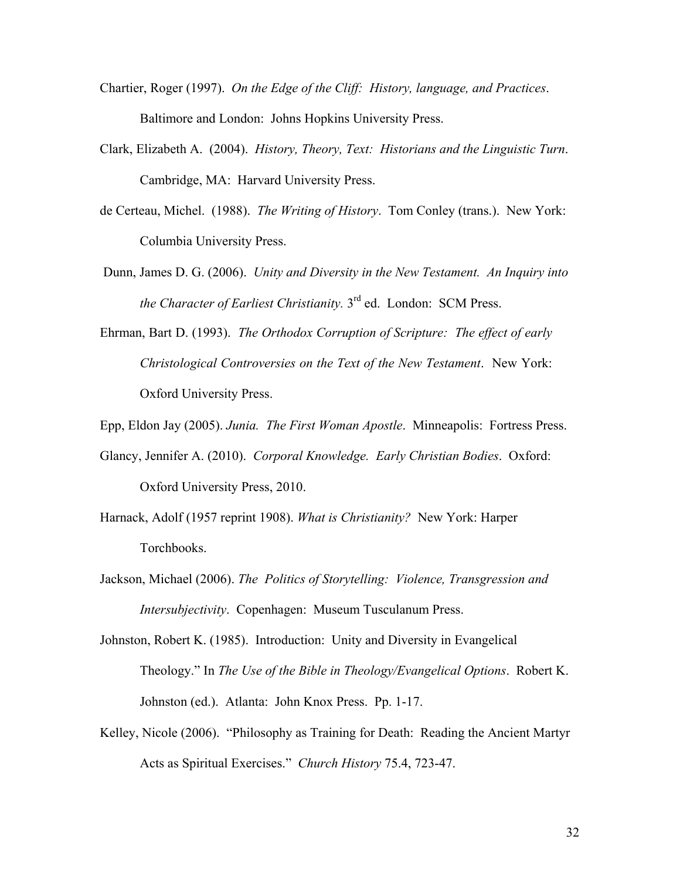Chartier, Roger (1997). *On the Edge of the Cliff: History, language, and Practices*. Baltimore and London: Johns Hopkins University Press.

Clark, Elizabeth A. (2004). *History, Theory, Text: Historians and the Linguistic Turn*. Cambridge, MA: Harvard University Press.

de Certeau, Michel. (1988). *The Writing of History*. Tom Conley (trans.). New York: Columbia University Press.

Dunn, James D. G. (2006). *Unity and Diversity in the New Testament. An Inquiry into the Character of Earliest Christianity.* 3rd ed. London: SCM Press.

Ehrman, Bart D. (1993). *The Orthodox Corruption of Scripture: The effect of early Christological Controversies on the Text of the New Testament*. New York: Oxford University Press.

Epp, Eldon Jay (2005). *Junia. The First Woman Apostle*. Minneapolis: Fortress Press.

Glancy, Jennifer A. (2010). *Corporal Knowledge. Early Christian Bodies*. Oxford: Oxford University Press, 2010.

Harnack, Adolf (1957 reprint 1908). *What is Christianity?* New York: Harper Torchbooks.

Jackson, Michael (2006). *The Politics of Storytelling: Violence, Transgression and Intersubjectivity*. Copenhagen: Museum Tusculanum Press.

Johnston, Robert K. (1985). Introduction: Unity and Diversity in Evangelical Theology." In *The Use of the Bible in Theology/Evangelical Options*. Robert K. Johnston (ed.). Atlanta: John Knox Press. Pp. 1-17.

Kelley, Nicole (2006). "Philosophy as Training for Death: Reading the Ancient Martyr Acts as Spiritual Exercises." *Church History* 75.4, 723-47.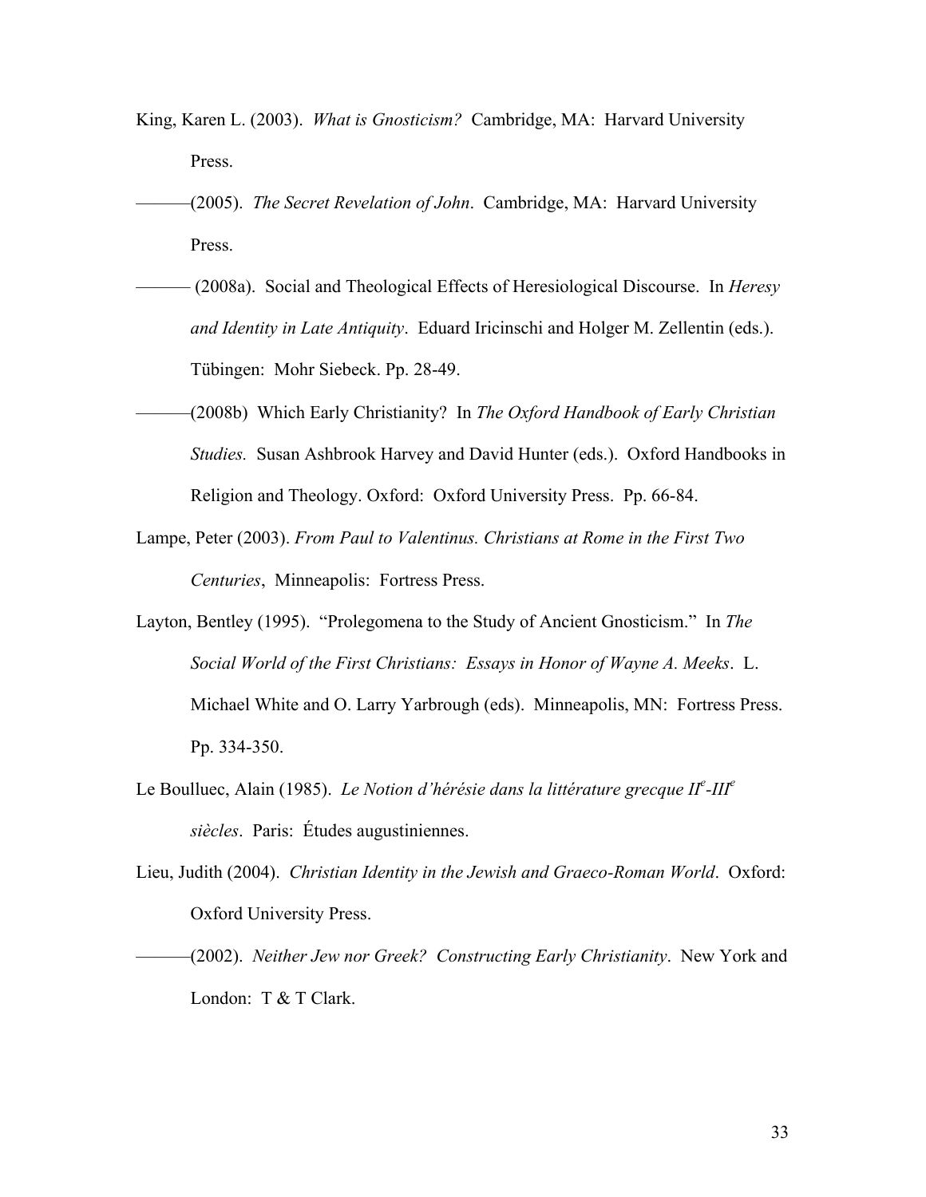King, Karen L. (2003). *What is Gnosticism?* Cambridge, MA: Harvard University Press.

———(2005). *The Secret Revelation of John*. Cambridge, MA: Harvard University Press.

——— (2008a). Social and Theological Effects of Heresiological Discourse. In *Heresy and Identity in Late Antiquity*. Eduard Iricinschi and Holger M. Zellentin (eds.). Tübingen: Mohr Siebeck. Pp. 28-49.

———(2008b) Which Early Christianity? In *The Oxford Handbook of Early Christian Studies.* Susan Ashbrook Harvey and David Hunter (eds.). Oxford Handbooks in Religion and Theology. Oxford: Oxford University Press. Pp. 66-84.

Lampe, Peter (2003). *From Paul to Valentinus. Christians at Rome in the First Two Centuries*, Minneapolis: Fortress Press.

Layton, Bentley (1995). "Prolegomena to the Study of Ancient Gnosticism." In *The Social World of the First Christians: Essays in Honor of Wayne A. Meeks*. L. Michael White and O. Larry Yarbrough (eds). Minneapolis, MN: Fortress Press. Pp. 334-350.

Le Boulluec, Alain (1985). *Le Notion d'hérésie dans la littérature grecque II^e-III^e siècles*. Paris: Études augustiniennes.

Lieu, Judith (2004). *Christian Identity in the Jewish and Graeco-Roman World*. Oxford: Oxford University Press.

———(2002). *Neither Jew nor Greek? Constructing Early Christianity*. New York and London: T & T Clark.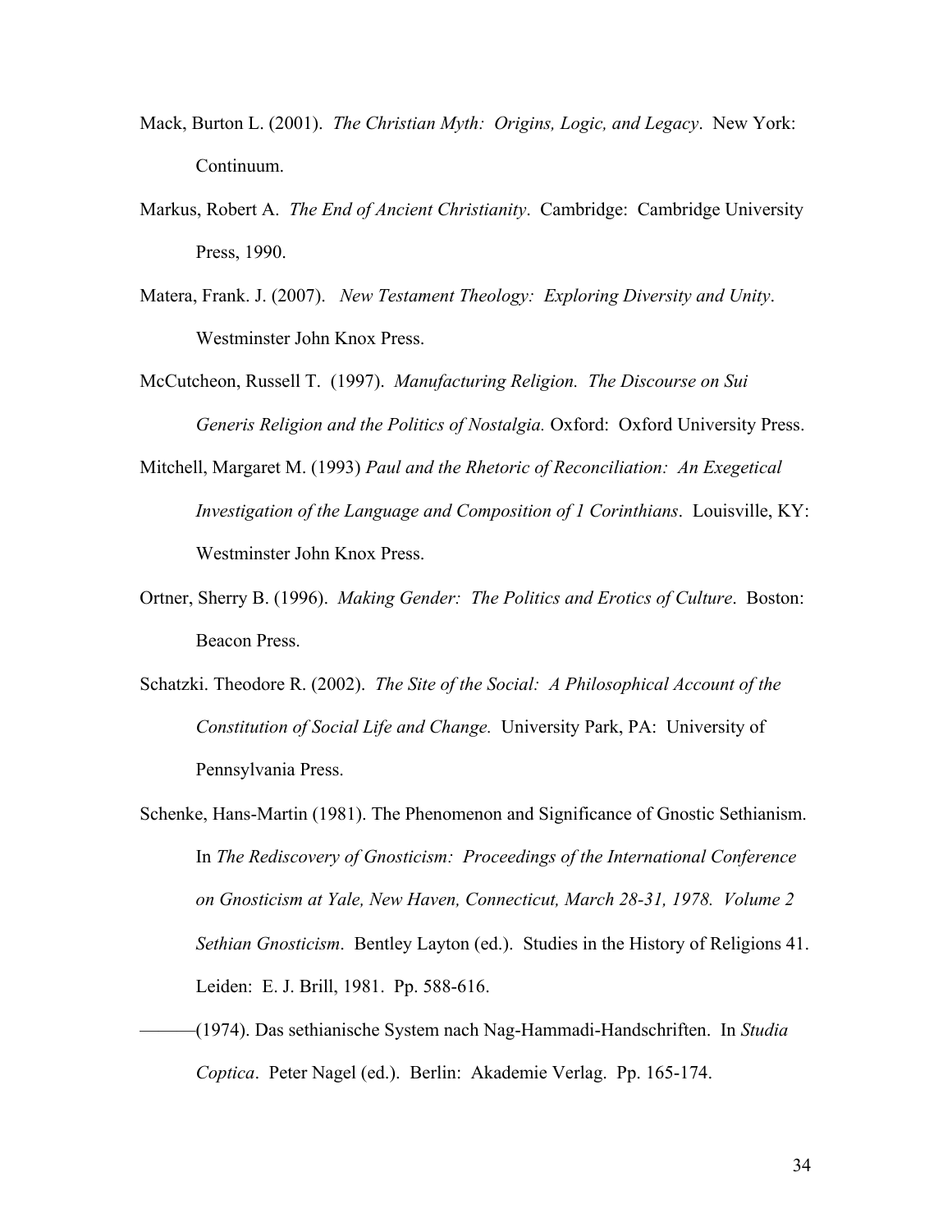Mack, Burton L. (2001). *The Christian Myth: Origins, Logic, and Legacy*. New York: Continuum.

Markus, Robert A. *The End of Ancient Christianity*. Cambridge: Cambridge University Press, 1990.

Matera, Frank. J. (2007). *New Testament Theology: Exploring Diversity and Unity*. Westminster John Knox Press.

McCutcheon, Russell T. (1997). *Manufacturing Religion. The Discourse on Sui Generis Religion and the Politics of Nostalgia.* Oxford: Oxford University Press.

Mitchell, Margaret M. (1993) *Paul and the Rhetoric of Reconciliation: An Exegetical Investigation of the Language and Composition of 1 Corinthians*. Louisville, KY: Westminster John Knox Press.

Ortner, Sherry B. (1996). *Making Gender: The Politics and Erotics of Culture*. Boston: Beacon Press.

Schatzki. Theodore R. (2002). *The Site of the Social: A Philosophical Account of the Constitution of Social Life and Change.* University Park, PA: University of Pennsylvania Press.

Schenke, Hans-Martin (1981). The Phenomenon and Significance of Gnostic Sethianism. In *The Rediscovery of Gnosticism: Proceedings of the International Conference on Gnosticism at Yale, New Haven, Connecticut, March 28-31, 1978. Volume 2 Sethian Gnosticism*. Bentley Layton (ed.). Studies in the History of Religions 41. Leiden: E. J. Brill, 1981. Pp. 588-616.

———(1974). Das sethianische System nach Nag-Hammadi-Handschriften. In *Studia Coptica*. Peter Nagel (ed.). Berlin: Akademie Verlag. Pp. 165-174.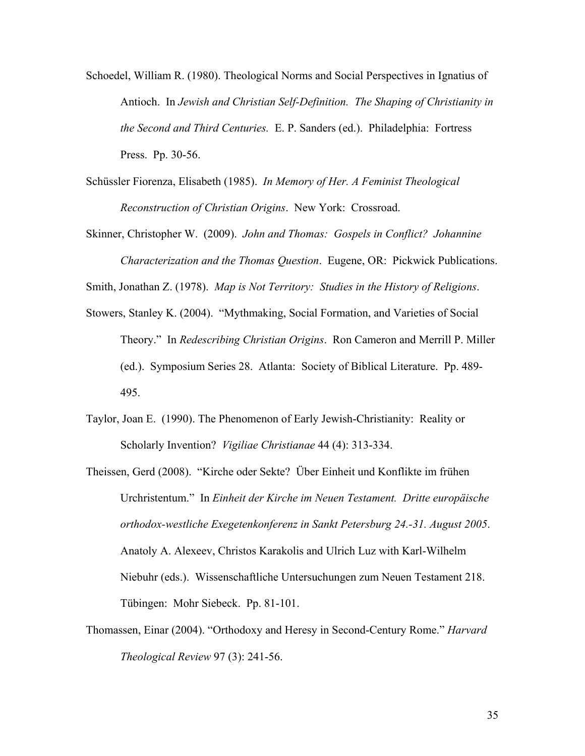Schoedel, William R. (1980). Theological Norms and Social Perspectives in Ignatius of Antioch. In *Jewish and Christian Self-Definition. The Shaping of Christianity in the Second and Third Centuries.* E. P. Sanders (ed.). Philadelphia: Fortress Press. Pp. 30-56.

Schüssler Fiorenza, Elisabeth (1985). *In Memory of Her. A Feminist Theological Reconstruction of Christian Origins*. New York: Crossroad.

Skinner, Christopher W. (2009). *John and Thomas: Gospels in Conflict? Johannine Characterization and the Thomas Question*. Eugene, OR: Pickwick Publications.

Smith, Jonathan Z. (1978). *Map is Not Territory: Studies in the History of Religions*.

Stowers, Stanley K. (2004). "Mythmaking, Social Formation, and Varieties of Social Theory." In *Redescribing Christian Origins*. Ron Cameron and Merrill P. Miller (ed.). Symposium Series 28. Atlanta: Society of Biblical Literature. Pp. 489-495.

Taylor, Joan E. (1990). The Phenomenon of Early Jewish-Christianity: Reality or Scholarly Invention? *Vigiliae Christianae* 44 (4): 313-334.

Theissen, Gerd (2008). "Kirche oder Sekte? Über Einheit und Konflikte im frühen Urchristentum." In *Einheit der Kirche im Neuen Testament. Dritte europäische orthodox-westliche Exegetenkonferenz in Sankt Petersburg 24.-31. August 2005*. Anatoly A. Alexeev, Christos Karakolis and Ulrich Luz with Karl-Wilhelm Niebuhr (eds.). Wissenschaftliche Untersuchungen zum Neuen Testament 218. Tübingen: Mohr Siebeck. Pp. 81-101.

Thomassen, Einar (2004). "Orthodoxy and Heresy in Second-Century Rome." *Harvard Theological Review* 97 (3): 241-56.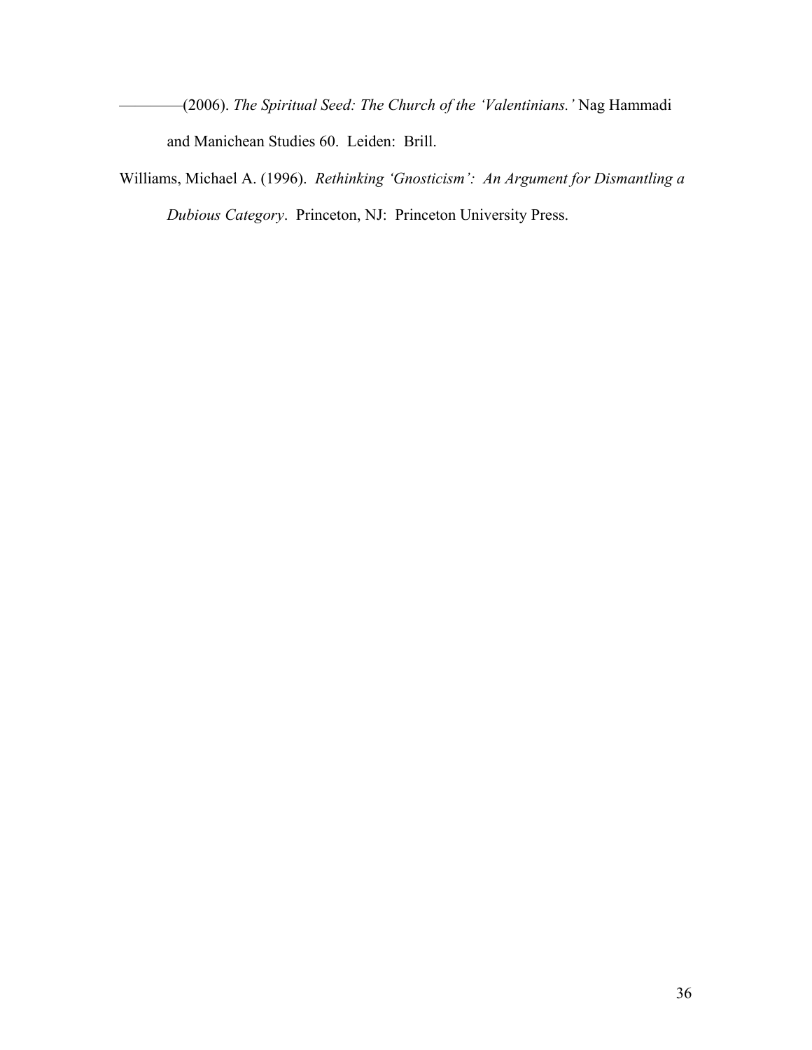————(2006). *The Spiritual Seed: The Church of the 'Valentinians.'* Nag Hammadi and Manichean Studies 60. Leiden: Brill.

Williams, Michael A. (1996). *Rethinking 'Gnosticism': An Argument for Dismantling a Dubious Category*. Princeton, NJ: Princeton University Press.